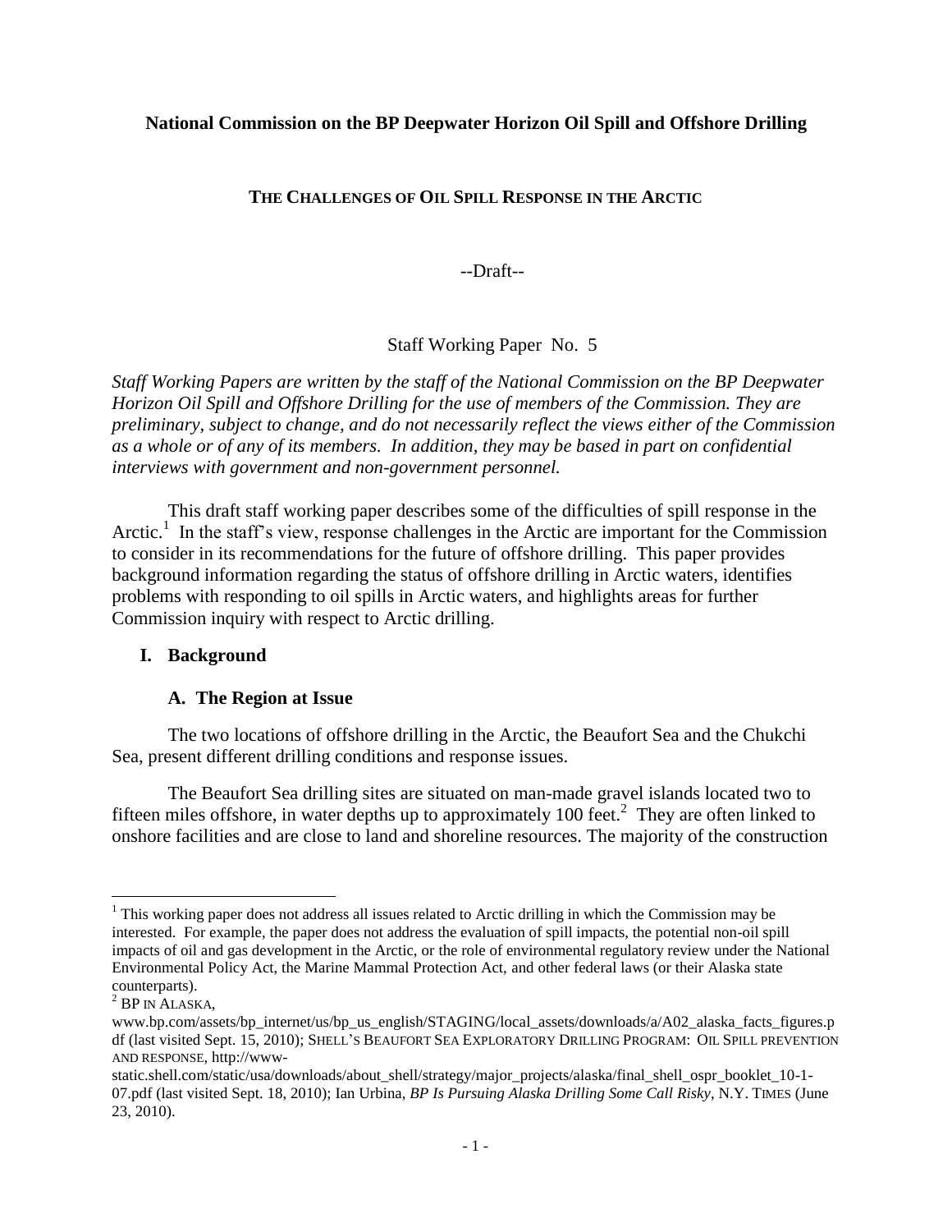**National Commission on the BP Deepwater Horizon Oil Spill and Offshore Drilling**

**THE CHALLENGES OF OIL SPILL RESPONSE IN THE ARCTIC**

--Draft--

Staff Working Paper No. 5

*Staff Working Papers are written by the staff of the National Commission on the BP Deepwater Horizon Oil Spill and Offshore Drilling for the use of members of the Commission. They are preliminary, subject to change, and do not necessarily reflect the views either of the Commission as a whole or of any of its members. In addition, they may be based in part on confidential interviews with government and non-government personnel.*

This draft staff working paper describes some of the difficulties of spill response in the Arctic.[1] In the staff's view, response challenges in the Arctic are important for the Commission to consider in its recommendations for the future of offshore drilling. This paper provides background information regarding the status of offshore drilling in Arctic waters, identifies problems with responding to oil spills in Arctic waters, and highlights areas for further Commission inquiry with respect to Arctic drilling.

## I. Background

### A. The Region at Issue

The two locations of offshore drilling in the Arctic, the Beaufort Sea and the Chukchi Sea, present different drilling conditions and response issues.

The Beaufort Sea drilling sites are situated on man-made gravel islands located two to fifteen miles offshore, in water depths up to approximately 100 feet.[2] They are often linked to onshore facilities and are close to land and shoreline resources. The majority of the construction

---

[1] This working paper does not address all issues related to Arctic drilling in which the Commission may be interested. For example, the paper does not address the evaluation of spill impacts, the potential non-oil spill impacts of oil and gas development in the Arctic, or the role of environmental regulatory review under the National Environmental Policy Act, the Marine Mammal Protection Act, and other federal laws (or their Alaska state counterparts).

[2] BP IN ALASKA, www.bp.com/assets/bp_internet/us/bp_us_english/STAGING/local_assets/downloads/a/A02_alaska_facts_figures.pdf (last visited Sept. 15, 2010); SHELL'S BEAUFORT SEA EXPLORATORY DRILLING PROGRAM: OIL SPILL PREVENTION AND RESPONSE, http://www-static.shell.com/static/usa/downloads/about_shell/strategy/major_projects/alaska/final_shell_ospr_booklet_10-1-07.pdf (last visited Sept. 18, 2010); Ian Urbina, *BP Is Pursuing Alaska Drilling Some Call Risky*, N.Y. TIMES (June 23, 2010).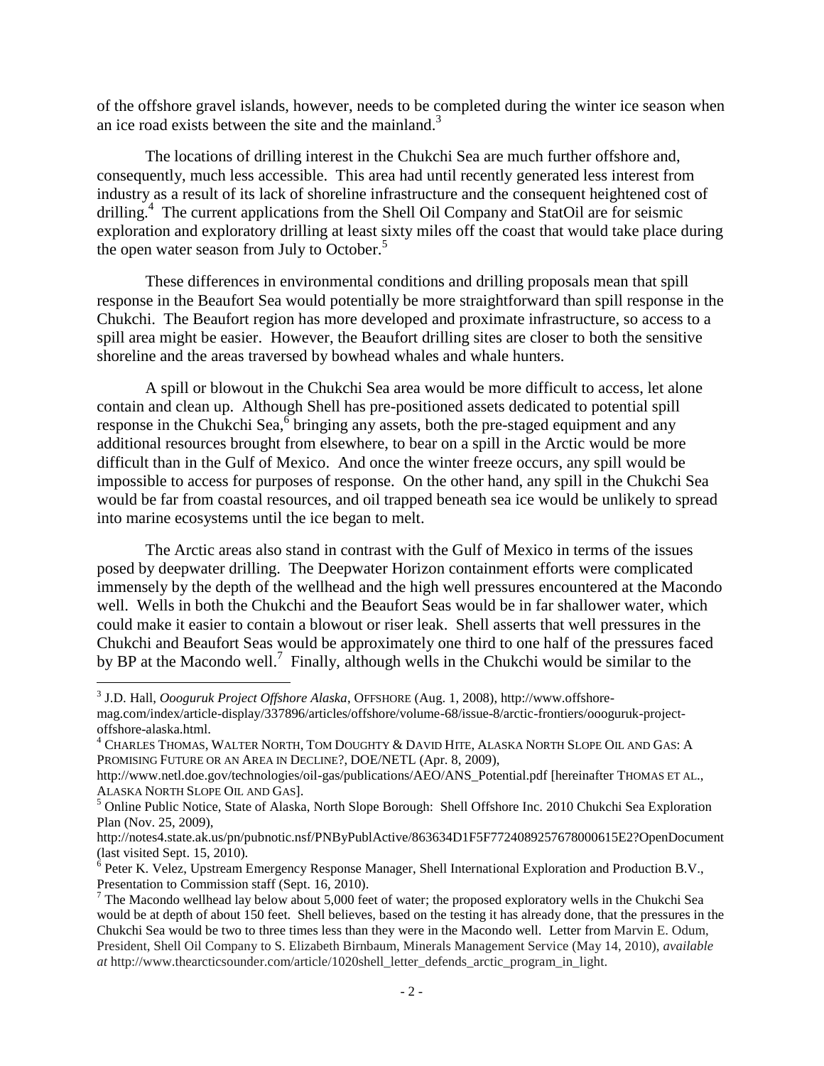of the offshore gravel islands, however, needs to be completed during the winter ice season when an ice road exists between the site and the mainland.[3]

The locations of drilling interest in the Chukchi Sea are much further offshore and, consequently, much less accessible. This area had until recently generated less interest from industry as a result of its lack of shoreline infrastructure and the consequent heightened cost of drilling.[4] The current applications from the Shell Oil Company and StatOil are for seismic exploration and exploratory drilling at least sixty miles off the coast that would take place during the open water season from July to October.[5]

These differences in environmental conditions and drilling proposals mean that spill response in the Beaufort Sea would potentially be more straightforward than spill response in the Chukchi. The Beaufort region has more developed and proximate infrastructure, so access to a spill area might be easier. However, the Beaufort drilling sites are closer to both the sensitive shoreline and the areas traversed by bowhead whales and whale hunters.

A spill or blowout in the Chukchi Sea area would be more difficult to access, let alone contain and clean up. Although Shell has pre-positioned assets dedicated to potential spill response in the Chukchi Sea,[6] bringing any assets, both the pre-staged equipment and any additional resources brought from elsewhere, to bear on a spill in the Arctic would be more difficult than in the Gulf of Mexico. And once the winter freeze occurs, any spill would be impossible to access for purposes of response. On the other hand, any spill in the Chukchi Sea would be far from coastal resources, and oil trapped beneath sea ice would be unlikely to spread into marine ecosystems until the ice began to melt.

The Arctic areas also stand in contrast with the Gulf of Mexico in terms of the issues posed by deepwater drilling. The Deepwater Horizon containment efforts were complicated immensely by the depth of the wellhead and the high well pressures encountered at the Macondo well. Wells in both the Chukchi and the Beaufort Seas would be in far shallower water, which could make it easier to contain a blowout or riser leak. Shell asserts that well pressures in the Chukchi and Beaufort Seas would be approximately one third to one half of the pressures faced by BP at the Macondo well.[7] Finally, although wells in the Chukchi would be similar to the

---

[3] J.D. Hall, *Oooguruk Project Offshore Alaska*, OFFSHORE (Aug. 1, 2008), http://www.offshore-mag.com/index/article-display/337896/articles/offshore/volume-68/issue-8/arctic-frontiers/oooguruk-project-offshore-alaska.html.

[4] CHARLES THOMAS, WALTER NORTH, TOM DOUGHTY & DAVID HITE, ALASKA NORTH SLOPE OIL AND GAS: A PROMISING FUTURE OR AN AREA IN DECLINE?, DOE/NETL (Apr. 8, 2009), http://www.netl.doe.gov/technologies/oil-gas/publications/AEO/ANS_Potential.pdf [hereinafter THOMAS ET AL., ALASKA NORTH SLOPE OIL AND GAS].

[5] Online Public Notice, State of Alaska, North Slope Borough: Shell Offshore Inc. 2010 Chukchi Sea Exploration Plan (Nov. 25, 2009), http://notes4.state.ak.us/pn/pubnotic.nsf/PNByPublActive/863634D1F5F7724089257678000615E2?OpenDocument (last visited Sept. 15, 2010).

[6] Peter K. Velez, Upstream Emergency Response Manager, Shell International Exploration and Production B.V., Presentation to Commission staff (Sept. 16, 2010).

[7] The Macondo wellhead lay below about 5,000 feet of water; the proposed exploratory wells in the Chukchi Sea would be at depth of about 150 feet. Shell believes, based on the testing it has already done, that the pressures in the Chukchi Sea would be two to three times less than they were in the Macondo well. Letter from Marvin E. Odum, President, Shell Oil Company to S. Elizabeth Birnbaum, Minerals Management Service (May 14, 2010), *available at* http://www.thearcticsounder.com/article/1020shell_letter_defends_arctic_program_in_light.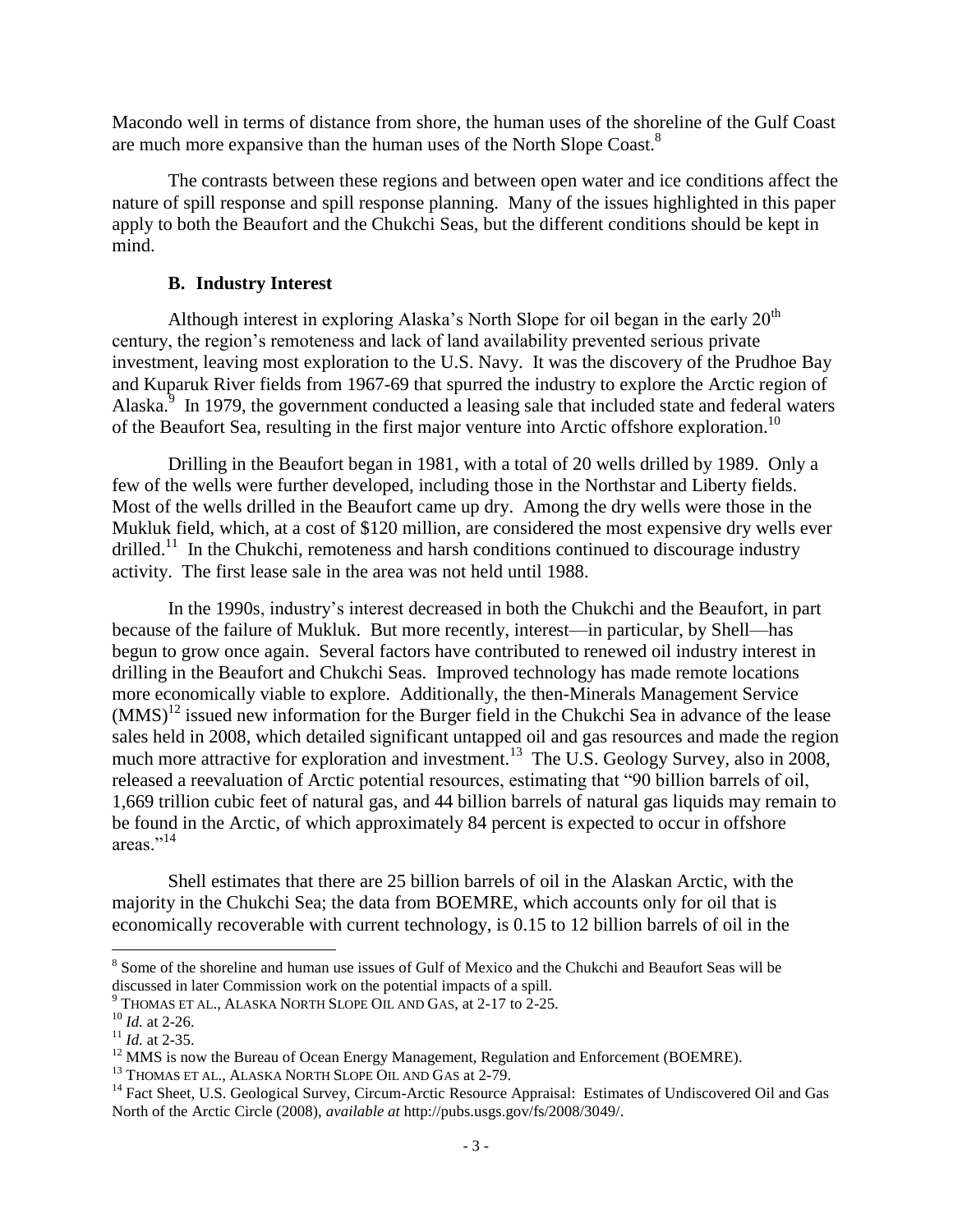Macondo well in terms of distance from shore, the human uses of the shoreline of the Gulf Coast are much more expansive than the human uses of the North Slope Coast.[8]

The contrasts between these regions and between open water and ice conditions affect the nature of spill response and spill response planning. Many of the issues highlighted in this paper apply to both the Beaufort and the Chukchi Seas, but the different conditions should be kept in mind.

### B. Industry Interest

Although interest in exploring Alaska's North Slope for oil began in the early 20th century, the region's remoteness and lack of land availability prevented serious private investment, leaving most exploration to the U.S. Navy. It was the discovery of the Prudhoe Bay and Kuparuk River fields from 1967-69 that spurred the industry to explore the Arctic region of Alaska.[9] In 1979, the government conducted a leasing sale that included state and federal waters of the Beaufort Sea, resulting in the first major venture into Arctic offshore exploration.[10]

Drilling in the Beaufort began in 1981, with a total of 20 wells drilled by 1989. Only a few of the wells were further developed, including those in the Northstar and Liberty fields. Most of the wells drilled in the Beaufort came up dry. Among the dry wells were those in the Mukluk field, which, at a cost of $120 million, are considered the most expensive dry wells ever drilled.[11] In the Chukchi, remoteness and harsh conditions continued to discourage industry activity. The first lease sale in the area was not held until 1988.

In the 1990s, industry's interest decreased in both the Chukchi and the Beaufort, in part because of the failure of Mukluk. But more recently, interest—in particular, by Shell—has begun to grow once again. Several factors have contributed to renewed oil industry interest in drilling in the Beaufort and Chukchi Seas. Improved technology has made remote locations more economically viable to explore. Additionally, the then-Minerals Management Service (MMS)[12] issued new information for the Burger field in the Chukchi Sea in advance of the lease sales held in 2008, which detailed significant untapped oil and gas resources and made the region much more attractive for exploration and investment.[13] The U.S. Geology Survey, also in 2008, released a reevaluation of Arctic potential resources, estimating that "90 billion barrels of oil, 1,669 trillion cubic feet of natural gas, and 44 billion barrels of natural gas liquids may remain to be found in the Arctic, of which approximately 84 percent is expected to occur in offshore areas."[14]

Shell estimates that there are 25 billion barrels of oil in the Alaskan Arctic, with the majority in the Chukchi Sea; the data from BOEMRE, which accounts only for oil that is economically recoverable with current technology, is 0.15 to 12 billion barrels of oil in the

---

[8] Some of the shoreline and human use issues of Gulf of Mexico and the Chukchi and Beaufort Seas will be discussed in later Commission work on the potential impacts of a spill.

[9] THOMAS ET AL., ALASKA NORTH SLOPE OIL AND GAS, at 2-17 to 2-25.

[10] *Id.* at 2-26.

[11] *Id.* at 2-35.

[12] MMS is now the Bureau of Ocean Energy Management, Regulation and Enforcement (BOEMRE).

[13] THOMAS ET AL., ALASKA NORTH SLOPE OIL AND GAS at 2-79.

[14] Fact Sheet, U.S. Geological Survey, Circum-Arctic Resource Appraisal: Estimates of Undiscovered Oil and Gas North of the Arctic Circle (2008), *available at* http://pubs.usgs.gov/fs/2008/3049/.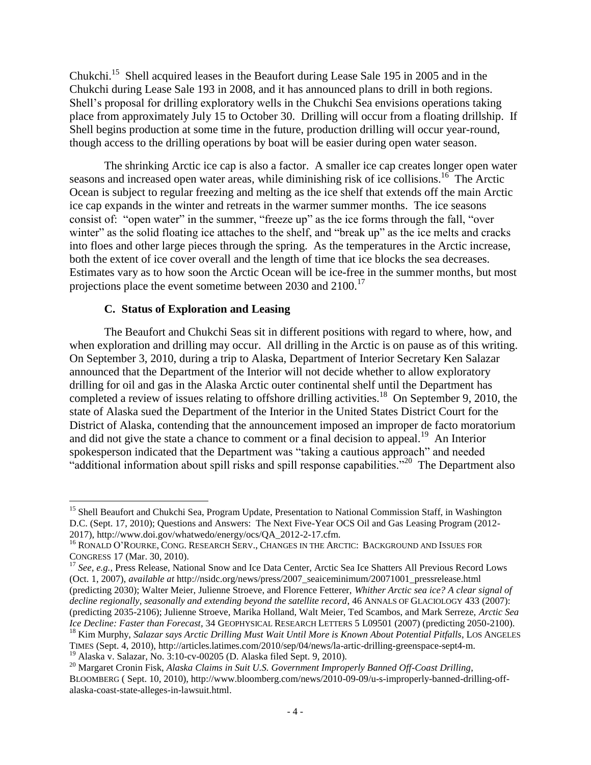Chukchi.[15] Shell acquired leases in the Beaufort during Lease Sale 195 in 2005 and in the Chukchi during Lease Sale 193 in 2008, and it has announced plans to drill in both regions. Shell's proposal for drilling exploratory wells in the Chukchi Sea envisions operations taking place from approximately July 15 to October 30. Drilling will occur from a floating drillship. If Shell begins production at some time in the future, production drilling will occur year-round, though access to the drilling operations by boat will be easier during open water season.

The shrinking Arctic ice cap is also a factor. A smaller ice cap creates longer open water seasons and increased open water areas, while diminishing risk of ice collisions.[16] The Arctic Ocean is subject to regular freezing and melting as the ice shelf that extends off the main Arctic ice cap expands in the winter and retreats in the warmer summer months. The ice seasons consist of: "open water" in the summer, "freeze up" as the ice forms through the fall, "over winter" as the solid floating ice attaches to the shelf, and "break up" as the ice melts and cracks into floes and other large pieces through the spring. As the temperatures in the Arctic increase, both the extent of ice cover overall and the length of time that ice blocks the sea decreases. Estimates vary as to how soon the Arctic Ocean will be ice-free in the summer months, but most projections place the event sometime between 2030 and 2100.[17]

### C. Status of Exploration and Leasing

The Beaufort and Chukchi Seas sit in different positions with regard to where, how, and when exploration and drilling may occur. All drilling in the Arctic is on pause as of this writing. On September 3, 2010, during a trip to Alaska, Department of Interior Secretary Ken Salazar announced that the Department of the Interior will not decide whether to allow exploratory drilling for oil and gas in the Alaska Arctic outer continental shelf until the Department has completed a review of issues relating to offshore drilling activities.[18] On September 9, 2010, the state of Alaska sued the Department of the Interior in the United States District Court for the District of Alaska, contending that the announcement imposed an improper de facto moratorium and did not give the state a chance to comment or a final decision to appeal.[19] An Interior spokesperson indicated that the Department was "taking a cautious approach" and needed "additional information about spill risks and spill response capabilities."[20] The Department also

---

[15] Shell Beaufort and Chukchi Sea, Program Update, Presentation to National Commission Staff, in Washington D.C. (Sept. 17, 2010); Questions and Answers: The Next Five-Year OCS Oil and Gas Leasing Program (2012-2017), http://www.doi.gov/whatwedo/energy/ocs/QA_2012-2-17.cfm.

[16] RONALD O'ROURKE, CONG. RESEARCH SERV., CHANGES IN THE ARCTIC: BACKGROUND AND ISSUES FOR CONGRESS 17 (Mar. 30, 2010).

[17] *See, e.g.*, Press Release, National Snow and Ice Data Center, Arctic Sea Ice Shatters All Previous Record Lows (Oct. 1, 2007), *available at* http://nsidc.org/news/press/2007_seaiceminimum/20071001_pressrelease.html (predicting 2030); Walter Meier, Julienne Stroeve, and Florence Fetterer, *Whither Arctic sea ice? A clear signal of decline regionally, seasonally and extending beyond the satellite record*, 46 ANNALS OF GLACIOLOGY 433 (2007): (predicting 2035-2106); Julienne Stroeve, Marika Holland, Walt Meier, Ted Scambos, and Mark Serreze, *Arctic Sea Ice Decline: Faster than Forecast*, 34 GEOPHYSICAL RESEARCH LETTERS 5 L09501 (2007) (predicting 2050-2100).

[18] Kim Murphy, *Salazar says Arctic Drilling Must Wait Until More is Known About Potential Pitfalls*, LOS ANGELES TIMES (Sept. 4, 2010), http://articles.latimes.com/2010/sep/04/news/la-artic-drilling-greenspace-sept4-m.

[19] Alaska v. Salazar, No. 3:10-cv-00205 (D. Alaska filed Sept. 9, 2010).

[20] Margaret Cronin Fisk, *Alaska Claims in Suit U.S. Government Improperly Banned Off-Coast Drilling*, BLOOMBERG ( Sept. 10, 2010), http://www.bloomberg.com/news/2010-09-09/u-s-improperly-banned-drilling-off-alaska-coast-state-alleges-in-lawsuit.html.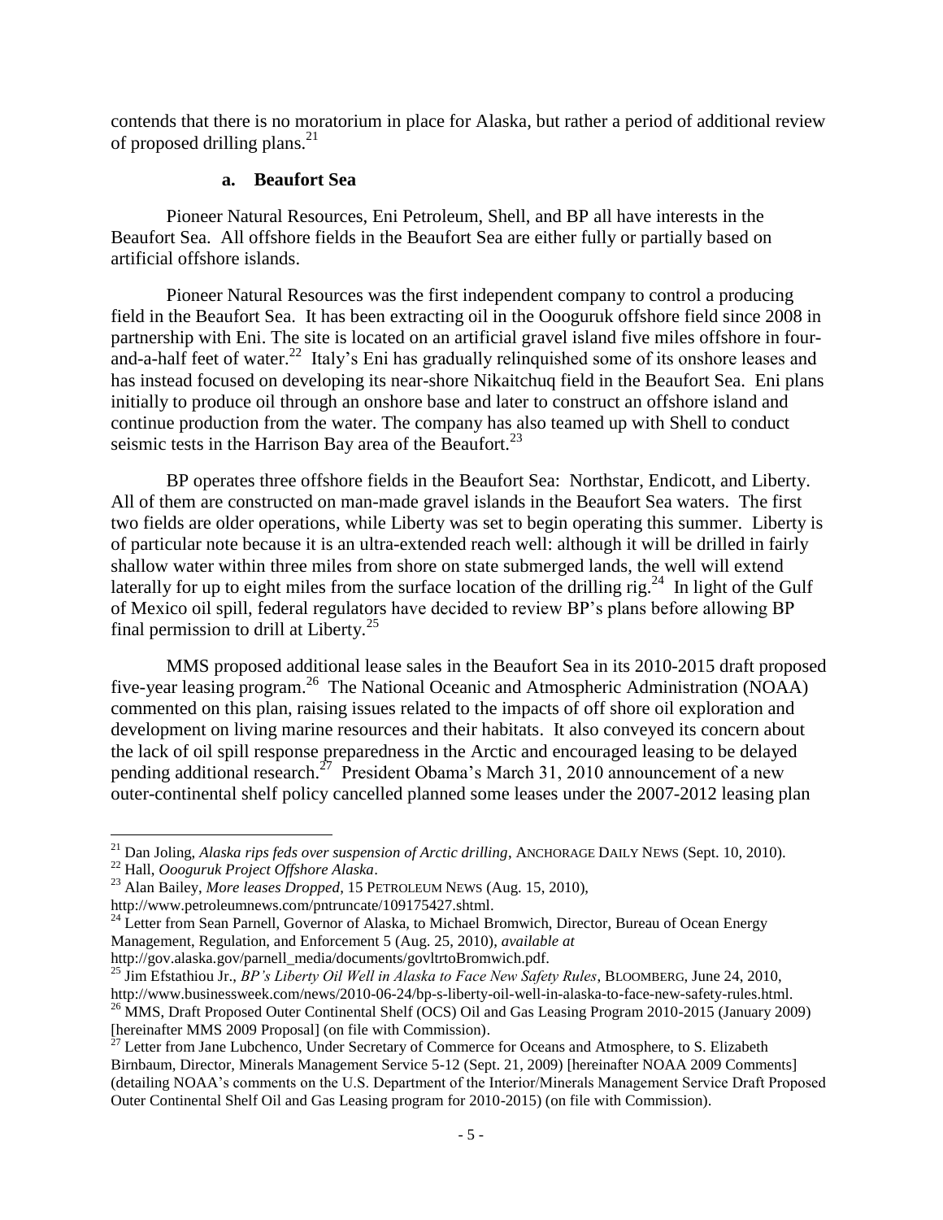contends that there is no moratorium in place for Alaska, but rather a period of additional review of proposed drilling plans.[21]

### a. Beaufort Sea

Pioneer Natural Resources, Eni Petroleum, Shell, and BP all have interests in the Beaufort Sea. All offshore fields in the Beaufort Sea are either fully or partially based on artificial offshore islands.

Pioneer Natural Resources was the first independent company to control a producing field in the Beaufort Sea. It has been extracting oil in the Oooguruk offshore field since 2008 in partnership with Eni. The site is located on an artificial gravel island five miles offshore in four-and-a-half feet of water.[22] Italy's Eni has gradually relinquished some of its onshore leases and has instead focused on developing its near-shore Nikaitchuq field in the Beaufort Sea. Eni plans initially to produce oil through an onshore base and later to construct an offshore island and continue production from the water. The company has also teamed up with Shell to conduct seismic tests in the Harrison Bay area of the Beaufort.[23]

BP operates three offshore fields in the Beaufort Sea: Northstar, Endicott, and Liberty. All of them are constructed on man-made gravel islands in the Beaufort Sea waters. The first two fields are older operations, while Liberty was set to begin operating this summer. Liberty is of particular note because it is an ultra-extended reach well: although it will be drilled in fairly shallow water within three miles from shore on state submerged lands, the well will extend laterally for up to eight miles from the surface location of the drilling rig.[24] In light of the Gulf of Mexico oil spill, federal regulators have decided to review BP's plans before allowing BP final permission to drill at Liberty.[25]

MMS proposed additional lease sales in the Beaufort Sea in its 2010-2015 draft proposed five-year leasing program.[26] The National Oceanic and Atmospheric Administration (NOAA) commented on this plan, raising issues related to the impacts of off shore oil exploration and development on living marine resources and their habitats. It also conveyed its concern about the lack of oil spill response preparedness in the Arctic and encouraged leasing to be delayed pending additional research.[27] President Obama's March 31, 2010 announcement of a new outer-continental shelf policy cancelled planned some leases under the 2007-2012 leasing plan

---

[21] Dan Joling, *Alaska rips feds over suspension of Arctic drilling*, ANCHORAGE DAILY NEWS (Sept. 10, 2010).

[22] Hall, *Oooguruk Project Offshore Alaska*.

[23] Alan Bailey, *More leases Dropped*, 15 PETROLEUM NEWS (Aug. 15, 2010), http://www.petroleumnews.com/pntruncate/109175427.shtml.

[24] Letter from Sean Parnell, Governor of Alaska, to Michael Bromwich, Director, Bureau of Ocean Energy Management, Regulation, and Enforcement 5 (Aug. 25, 2010), *available at* http://gov.alaska.gov/parnell_media/documents/govltrtoBromwich.pdf.

[25] Jim Efstathiou Jr., *BP's Liberty Oil Well in Alaska to Face New Safety Rules*, BLOOMBERG, June 24, 2010, http://www.businessweek.com/news/2010-06-24/bp-s-liberty-oil-well-in-alaska-to-face-new-safety-rules.html.

[26] MMS, Draft Proposed Outer Continental Shelf (OCS) Oil and Gas Leasing Program 2010-2015 (January 2009) [hereinafter MMS 2009 Proposal] (on file with Commission).

[27] Letter from Jane Lubchenco, Under Secretary of Commerce for Oceans and Atmosphere, to S. Elizabeth Birnbaum, Director, Minerals Management Service 5-12 (Sept. 21, 2009) [hereinafter NOAA 2009 Comments] (detailing NOAA's comments on the U.S. Department of the Interior/Minerals Management Service Draft Proposed Outer Continental Shelf Oil and Gas Leasing program for 2010-2015) (on file with Commission).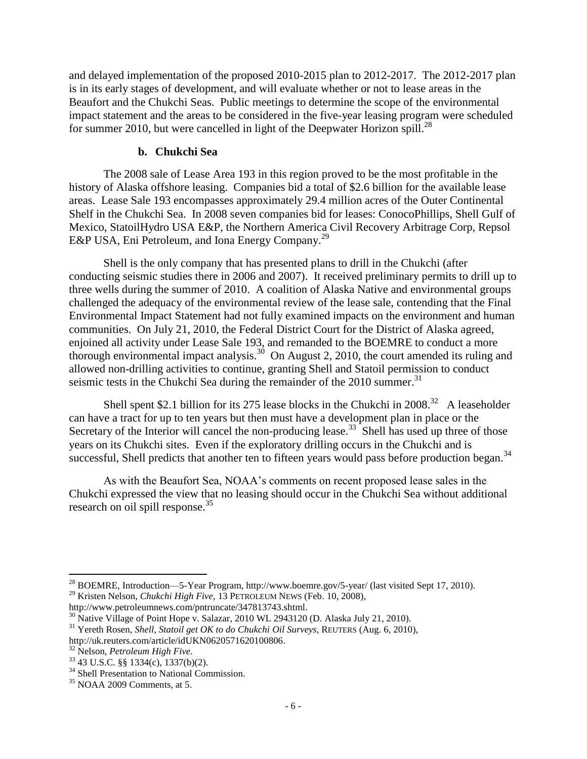and delayed implementation of the proposed 2010-2015 plan to 2012-2017. The 2012-2017 plan is in its early stages of development, and will evaluate whether or not to lease areas in the Beaufort and the Chukchi Seas. Public meetings to determine the scope of the environmental impact statement and the areas to be considered in the five-year leasing program were scheduled for summer 2010, but were cancelled in light of the Deepwater Horizon spill.[28]

### b. Chukchi Sea

The 2008 sale of Lease Area 193 in this region proved to be the most profitable in the history of Alaska offshore leasing. Companies bid a total of $2.6 billion for the available lease areas. Lease Sale 193 encompasses approximately 29.4 million acres of the Outer Continental Shelf in the Chukchi Sea. In 2008 seven companies bid for leases: ConocoPhillips, Shell Gulf of Mexico, StatoilHydro USA E&P, the Northern America Civil Recovery Arbitrage Corp, Repsol E&P USA, Eni Petroleum, and Iona Energy Company.[29]

Shell is the only company that has presented plans to drill in the Chukchi (after conducting seismic studies there in 2006 and 2007). It received preliminary permits to drill up to three wells during the summer of 2010. A coalition of Alaska Native and environmental groups challenged the adequacy of the environmental review of the lease sale, contending that the Final Environmental Impact Statement had not fully examined impacts on the environment and human communities. On July 21, 2010, the Federal District Court for the District of Alaska agreed, enjoined all activity under Lease Sale 193, and remanded to the BOEMRE to conduct a more thorough environmental impact analysis.[30] On August 2, 2010, the court amended its ruling and allowed non-drilling activities to continue, granting Shell and Statoil permission to conduct seismic tests in the Chukchi Sea during the remainder of the 2010 summer.[31]

Shell spent $2.1 billion for its 275 lease blocks in the Chukchi in 2008.[32] A leaseholder can have a tract for up to ten years but then must have a development plan in place or the Secretary of the Interior will cancel the non-producing lease.[33] Shell has used up three of those years on its Chukchi sites. Even if the exploratory drilling occurs in the Chukchi and is successful, Shell predicts that another ten to fifteen years would pass before production began.[34]

As with the Beaufort Sea, NOAA's comments on recent proposed lease sales in the Chukchi expressed the view that no leasing should occur in the Chukchi Sea without additional research on oil spill response.[35]

---

[28] BOEMRE, Introduction—5-Year Program, http://www.boemre.gov/5-year/ (last visited Sept 17, 2010).

[29] Kristen Nelson, *Chukchi High Five*, 13 PETROLEUM NEWS (Feb. 10, 2008), http://www.petroleumnews.com/pntruncate/347813743.shtml.

[30] Native Village of Point Hope v. Salazar, 2010 WL 2943120 (D. Alaska July 21, 2010).

[31] Yereth Rosen, *Shell, Statoil get OK to do Chukchi Oil Surveys*, REUTERS (Aug. 6, 2010), http://uk.reuters.com/article/idUKN0620571620100806.

[32] Nelson, *Petroleum High Five.*

[33] 43 U.S.C. §§ 1334(c), 1337(b)(2).

[34] Shell Presentation to National Commission.

[35] NOAA 2009 Comments, at 5.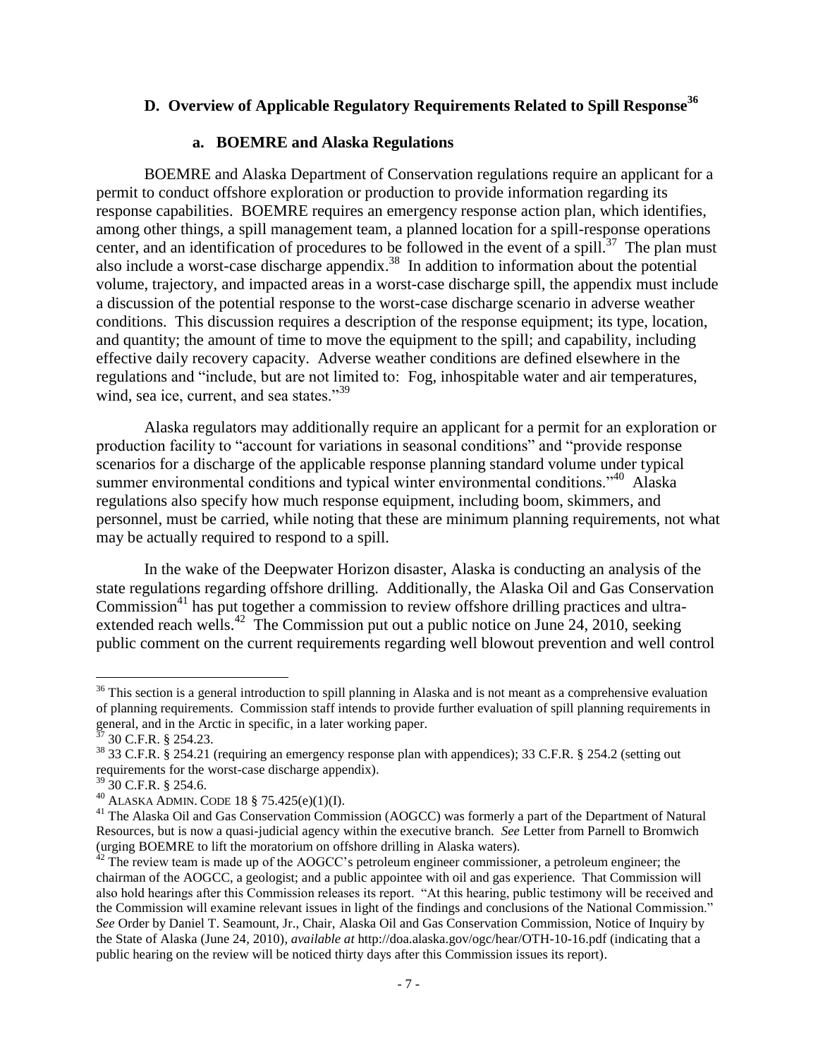## D. Overview of Applicable Regulatory Requirements Related to Spill Response[36]

### a. BOEMRE and Alaska Regulations

BOEMRE and Alaska Department of Conservation regulations require an applicant for a permit to conduct offshore exploration or production to provide information regarding its response capabilities. BOEMRE requires an emergency response action plan, which identifies, among other things, a spill management team, a planned location for a spill-response operations center, and an identification of procedures to be followed in the event of a spill.[37] The plan must also include a worst-case discharge appendix.[38] In addition to information about the potential volume, trajectory, and impacted areas in a worst-case discharge spill, the appendix must include a discussion of the potential response to the worst-case discharge scenario in adverse weather conditions. This discussion requires a description of the response equipment; its type, location, and quantity; the amount of time to move the equipment to the spill; and capability, including effective daily recovery capacity. Adverse weather conditions are defined elsewhere in the regulations and "include, but are not limited to: Fog, inhospitable water and air temperatures, wind, sea ice, current, and sea states."[39]

Alaska regulators may additionally require an applicant for a permit for an exploration or production facility to "account for variations in seasonal conditions" and "provide response scenarios for a discharge of the applicable response planning standard volume under typical summer environmental conditions and typical winter environmental conditions."[40] Alaska regulations also specify how much response equipment, including boom, skimmers, and personnel, must be carried, while noting that these are minimum planning requirements, not what may be actually required to respond to a spill.

In the wake of the Deepwater Horizon disaster, Alaska is conducting an analysis of the state regulations regarding offshore drilling. Additionally, the Alaska Oil and Gas Conservation Commission[41] has put together a commission to review offshore drilling practices and ultra-extended reach wells.[42] The Commission put out a public notice on June 24, 2010, seeking public comment on the current requirements regarding well blowout prevention and well control

---

[36] This section is a general introduction to spill planning in Alaska and is not meant as a comprehensive evaluation of planning requirements. Commission staff intends to provide further evaluation of spill planning requirements in general, and in the Arctic in specific, in a later working paper.

[37] 30 C.F.R. § 254.23.

[38] 33 C.F.R. § 254.21 (requiring an emergency response plan with appendices); 33 C.F.R. § 254.2 (setting out requirements for the worst-case discharge appendix).

[39] 30 C.F.R. § 254.6.

[40] ALASKA ADMIN. CODE 18 § 75.425(e)(1)(I).

[41] The Alaska Oil and Gas Conservation Commission (AOGCC) was formerly a part of the Department of Natural Resources, but is now a quasi-judicial agency within the executive branch. *See* Letter from Parnell to Bromwich (urging BOEMRE to lift the moratorium on offshore drilling in Alaska waters).

[42] The review team is made up of the AOGCC's petroleum engineer commissioner, a petroleum engineer; the chairman of the AOGCC, a geologist; and a public appointee with oil and gas experience. That Commission will also hold hearings after this Commission releases its report. "At this hearing, public testimony will be received and the Commission will examine relevant issues in light of the findings and conclusions of the National Commission." *See* Order by Daniel T. Seamount, Jr., Chair, Alaska Oil and Gas Conservation Commission, Notice of Inquiry by the State of Alaska (June 24, 2010), *available at* http://doa.alaska.gov/ogc/hear/OTH-10-16.pdf (indicating that a public hearing on the review will be noticed thirty days after this Commission issues its report).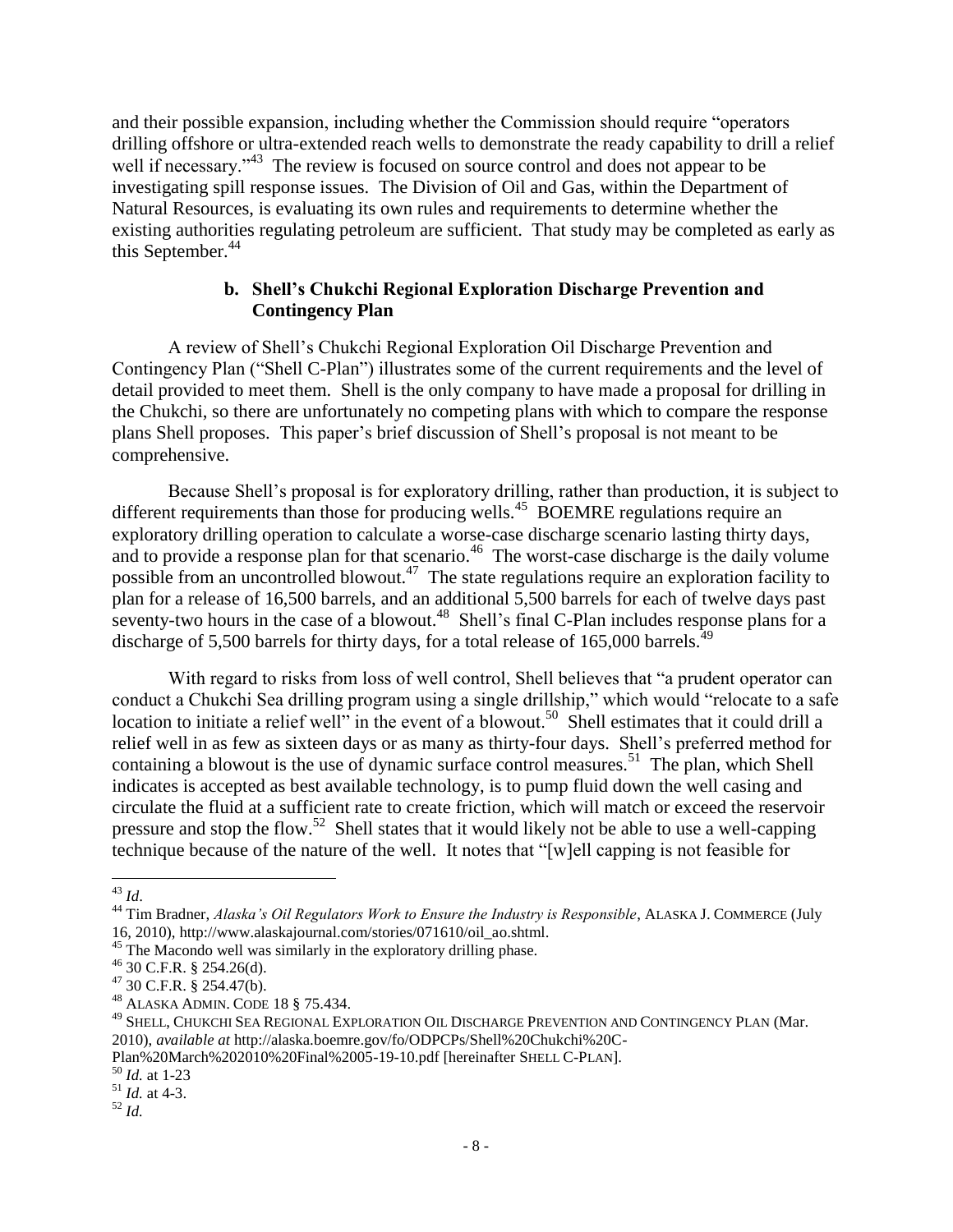and their possible expansion, including whether the Commission should require "operators drilling offshore or ultra-extended reach wells to demonstrate the ready capability to drill a relief well if necessary."[43] The review is focused on source control and does not appear to be investigating spill response issues. The Division of Oil and Gas, within the Department of Natural Resources, is evaluating its own rules and requirements to determine whether the existing authorities regulating petroleum are sufficient. That study may be completed as early as this September.[44]

### b. Shell's Chukchi Regional Exploration Discharge Prevention and Contingency Plan

A review of Shell's Chukchi Regional Exploration Oil Discharge Prevention and Contingency Plan ("Shell C-Plan") illustrates some of the current requirements and the level of detail provided to meet them. Shell is the only company to have made a proposal for drilling in the Chukchi, so there are unfortunately no competing plans with which to compare the response plans Shell proposes. This paper's brief discussion of Shell's proposal is not meant to be comprehensive.

Because Shell's proposal is for exploratory drilling, rather than production, it is subject to different requirements than those for producing wells.[45] BOEMRE regulations require an exploratory drilling operation to calculate a worse-case discharge scenario lasting thirty days, and to provide a response plan for that scenario.[46] The worst-case discharge is the daily volume possible from an uncontrolled blowout.[47] The state regulations require an exploration facility to plan for a release of 16,500 barrels, and an additional 5,500 barrels for each of twelve days past seventy-two hours in the case of a blowout.[48] Shell's final C-Plan includes response plans for a discharge of 5,500 barrels for thirty days, for a total release of 165,000 barrels.[49]

With regard to risks from loss of well control, Shell believes that "a prudent operator can conduct a Chukchi Sea drilling program using a single drillship," which would "relocate to a safe location to initiate a relief well" in the event of a blowout.[50] Shell estimates that it could drill a relief well in as few as sixteen days or as many as thirty-four days. Shell's preferred method for containing a blowout is the use of dynamic surface control measures.[51] The plan, which Shell indicates is accepted as best available technology, is to pump fluid down the well casing and circulate the fluid at a sufficient rate to create friction, which will match or exceed the reservoir pressure and stop the flow.[52] Shell states that it would likely not be able to use a well-capping technique because of the nature of the well. It notes that "[w]ell capping is not feasible for

---

[43] *Id*.

[44] Tim Bradner, *Alaska's Oil Regulators Work to Ensure the Industry is Responsible*, ALASKA J. COMMERCE (July 16, 2010), http://www.alaskajournal.com/stories/071610/oil_ao.shtml.

[45] The Macondo well was similarly in the exploratory drilling phase.

[46] 30 C.F.R. § 254.26(d).

[47] 30 C.F.R. § 254.47(b).

[48] ALASKA ADMIN. CODE 18 § 75.434.

[49] SHELL, CHUKCHI SEA REGIONAL EXPLORATION OIL DISCHARGE PREVENTION AND CONTINGENCY PLAN (Mar. 2010), *available at* http://alaska.boemre.gov/fo/ODPCPs/Shell%20Chukchi%20C-Plan%20March%202010%20Final%2005-19-10.pdf [hereinafter SHELL C-PLAN].

[50] *Id.* at 1-23

[51] *Id.* at 4-3.

[52] *Id.*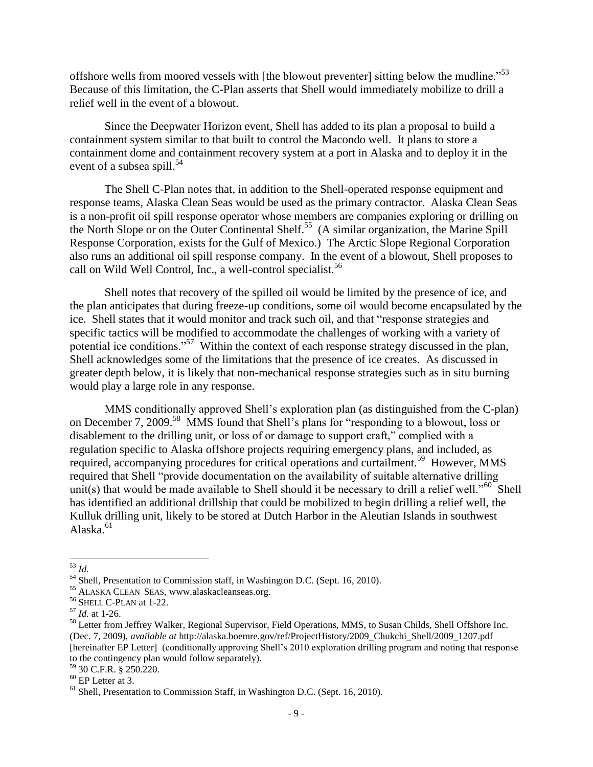offshore wells from moored vessels with [the blowout preventer] sitting below the mudline."[53] Because of this limitation, the C-Plan asserts that Shell would immediately mobilize to drill a relief well in the event of a blowout.

Since the Deepwater Horizon event, Shell has added to its plan a proposal to build a containment system similar to that built to control the Macondo well. It plans to store a containment dome and containment recovery system at a port in Alaska and to deploy it in the event of a subsea spill.[54]

The Shell C-Plan notes that, in addition to the Shell-operated response equipment and response teams, Alaska Clean Seas would be used as the primary contractor. Alaska Clean Seas is a non-profit oil spill response operator whose members are companies exploring or drilling on the North Slope or on the Outer Continental Shelf.[55] (A similar organization, the Marine Spill Response Corporation, exists for the Gulf of Mexico.) The Arctic Slope Regional Corporation also runs an additional oil spill response company. In the event of a blowout, Shell proposes to call on Wild Well Control, Inc., a well-control specialist.[56]

Shell notes that recovery of the spilled oil would be limited by the presence of ice, and the plan anticipates that during freeze-up conditions, some oil would become encapsulated by the ice. Shell states that it would monitor and track such oil, and that "response strategies and specific tactics will be modified to accommodate the challenges of working with a variety of potential ice conditions."[57] Within the context of each response strategy discussed in the plan, Shell acknowledges some of the limitations that the presence of ice creates. As discussed in greater depth below, it is likely that non-mechanical response strategies such as in situ burning would play a large role in any response.

MMS conditionally approved Shell's exploration plan (as distinguished from the C-plan) on December 7, 2009.[58] MMS found that Shell's plans for "responding to a blowout, loss or disablement to the drilling unit, or loss of or damage to support craft," complied with a regulation specific to Alaska offshore projects requiring emergency plans, and included, as required, accompanying procedures for critical operations and curtailment.[59] However, MMS required that Shell "provide documentation on the availability of suitable alternative drilling unit(s) that would be made available to Shell should it be necessary to drill a relief well."[60] Shell has identified an additional drillship that could be mobilized to begin drilling a relief well, the Kulluk drilling unit, likely to be stored at Dutch Harbor in the Aleutian Islands in southwest Alaska.[61]

---

[53] *Id.*

[54] Shell, Presentation to Commission staff, in Washington D.C. (Sept. 16, 2010).

[55] ALASKA CLEAN SEAS, www.alaskacleanseas.org.

[56] SHELL C-PLAN at 1-22.

[57] *Id.* at 1-26.

[58] Letter from Jeffrey Walker, Regional Supervisor, Field Operations, MMS, to Susan Childs, Shell Offshore Inc. (Dec. 7, 2009), *available at* http://alaska.boemre.gov/ref/ProjectHistory/2009_Chukchi_Shell/2009_1207.pdf [hereinafter EP Letter] (conditionally approving Shell's 2010 exploration drilling program and noting that response to the contingency plan would follow separately).

[59] 30 C.F.R. § 250.220.

[60] EP Letter at 3.

[61] Shell, Presentation to Commission Staff, in Washington D.C. (Sept. 16, 2010).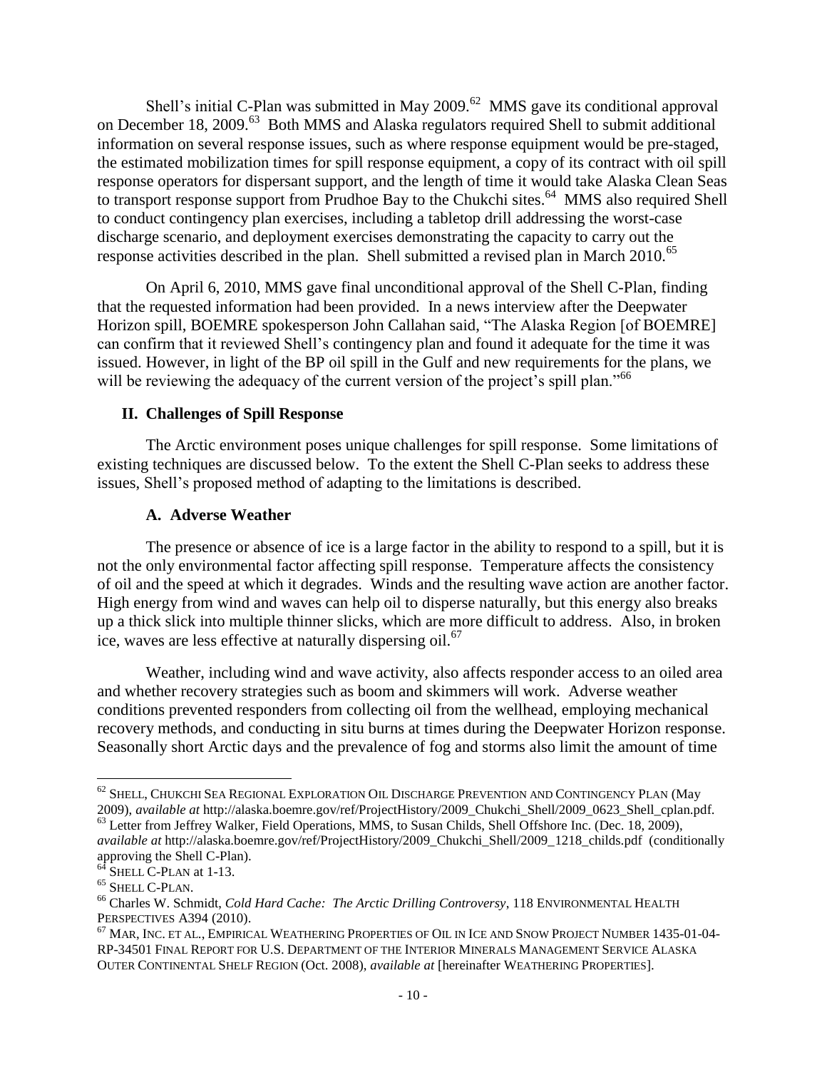Shell's initial C-Plan was submitted in May 2009.[62] MMS gave its conditional approval on December 18, 2009.[63] Both MMS and Alaska regulators required Shell to submit additional information on several response issues, such as where response equipment would be pre-staged, the estimated mobilization times for spill response equipment, a copy of its contract with oil spill response operators for dispersant support, and the length of time it would take Alaska Clean Seas to transport response support from Prudhoe Bay to the Chukchi sites.[64] MMS also required Shell to conduct contingency plan exercises, including a tabletop drill addressing the worst-case discharge scenario, and deployment exercises demonstrating the capacity to carry out the response activities described in the plan. Shell submitted a revised plan in March 2010.[65]

On April 6, 2010, MMS gave final unconditional approval of the Shell C-Plan, finding that the requested information had been provided. In a news interview after the Deepwater Horizon spill, BOEMRE spokesperson John Callahan said, "The Alaska Region [of BOEMRE] can confirm that it reviewed Shell's contingency plan and found it adequate for the time it was issued. However, in light of the BP oil spill in the Gulf and new requirements for the plans, we will be reviewing the adequacy of the current version of the project's spill plan."[66]

## II. Challenges of Spill Response

The Arctic environment poses unique challenges for spill response. Some limitations of existing techniques are discussed below. To the extent the Shell C-Plan seeks to address these issues, Shell's proposed method of adapting to the limitations is described.

### A. Adverse Weather

The presence or absence of ice is a large factor in the ability to respond to a spill, but it is not the only environmental factor affecting spill response. Temperature affects the consistency of oil and the speed at which it degrades. Winds and the resulting wave action are another factor. High energy from wind and waves can help oil to disperse naturally, but this energy also breaks up a thick slick into multiple thinner slicks, which are more difficult to address. Also, in broken ice, waves are less effective at naturally dispersing oil.[67]

Weather, including wind and wave activity, also affects responder access to an oiled area and whether recovery strategies such as boom and skimmers will work. Adverse weather conditions prevented responders from collecting oil from the wellhead, employing mechanical recovery methods, and conducting in situ burns at times during the Deepwater Horizon response. Seasonally short Arctic days and the prevalence of fog and storms also limit the amount of time

---

[62] SHELL, CHUKCHI SEA REGIONAL EXPLORATION OIL DISCHARGE PREVENTION AND CONTINGENCY PLAN (May 2009), *available at* http://alaska.boemre.gov/ref/ProjectHistory/2009_Chukchi_Shell/2009_0623_Shell_cplan.pdf.

[63] Letter from Jeffrey Walker, Field Operations, MMS, to Susan Childs, Shell Offshore Inc. (Dec. 18, 2009), *available at* http://alaska.boemre.gov/ref/ProjectHistory/2009_Chukchi_Shell/2009_1218_childs.pdf (conditionally approving the Shell C-Plan).

[64] SHELL C-PLAN at 1-13.

[65] SHELL C-PLAN.

[66] Charles W. Schmidt, *Cold Hard Cache: The Arctic Drilling Controversy*, 118 ENVIRONMENTAL HEALTH PERSPECTIVES A394 (2010).

[67] MAR, INC. ET AL., EMPIRICAL WEATHERING PROPERTIES OF OIL IN ICE AND SNOW PROJECT NUMBER 1435-01-04-RP-34501 FINAL REPORT FOR U.S. DEPARTMENT OF THE INTERIOR MINERALS MANAGEMENT SERVICE ALASKA OUTER CONTINENTAL SHELF REGION (Oct. 2008), *available at* [hereinafter WEATHERING PROPERTIES].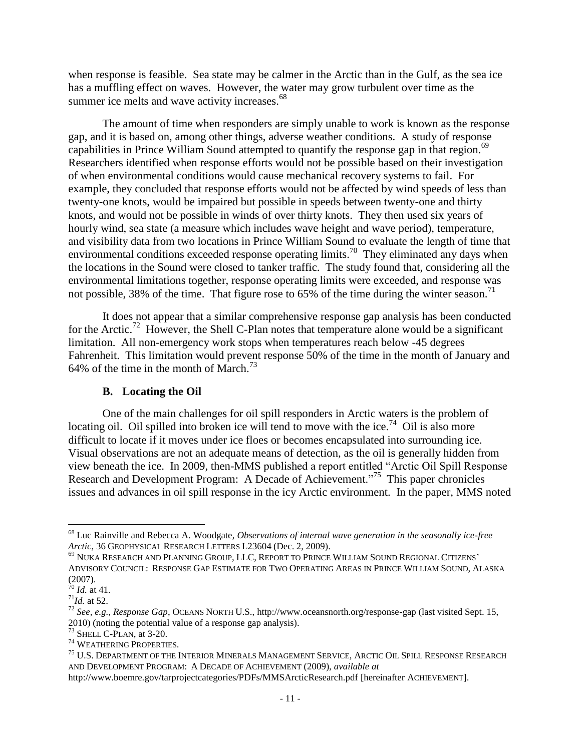when response is feasible. Sea state may be calmer in the Arctic than in the Gulf, as the sea ice has a muffling effect on waves. However, the water may grow turbulent over time as the summer ice melts and wave activity increases.[68]

The amount of time when responders are simply unable to work is known as the response gap, and it is based on, among other things, adverse weather conditions. A study of response capabilities in Prince William Sound attempted to quantify the response gap in that region.[69] Researchers identified when response efforts would not be possible based on their investigation of when environmental conditions would cause mechanical recovery systems to fail. For example, they concluded that response efforts would not be affected by wind speeds of less than twenty-one knots, would be impaired but possible in speeds between twenty-one and thirty knots, and would not be possible in winds of over thirty knots. They then used six years of hourly wind, sea state (a measure which includes wave height and wave period), temperature, and visibility data from two locations in Prince William Sound to evaluate the length of time that environmental conditions exceeded response operating limits.[70] They eliminated any days when the locations in the Sound were closed to tanker traffic. The study found that, considering all the environmental limitations together, response operating limits were exceeded, and response was not possible, 38% of the time. That figure rose to 65% of the time during the winter season.[71]

It does not appear that a similar comprehensive response gap analysis has been conducted for the Arctic.[72] However, the Shell C-Plan notes that temperature alone would be a significant limitation. All non-emergency work stops when temperatures reach below -45 degrees Fahrenheit. This limitation would prevent response 50% of the time in the month of January and 64% of the time in the month of March.[73]

### B. Locating the Oil

One of the main challenges for oil spill responders in Arctic waters is the problem of locating oil. Oil spilled into broken ice will tend to move with the ice.[74] Oil is also more difficult to locate if it moves under ice floes or becomes encapsulated into surrounding ice. Visual observations are not an adequate means of detection, as the oil is generally hidden from view beneath the ice. In 2009, then-MMS published a report entitled "Arctic Oil Spill Response Research and Development Program: A Decade of Achievement."[75] This paper chronicles issues and advances in oil spill response in the icy Arctic environment. In the paper, MMS noted

---

[68] Luc Rainville and Rebecca A. Woodgate, *Observations of internal wave generation in the seasonally ice-free Arctic*, 36 GEOPHYSICAL RESEARCH LETTERS L23604 (Dec. 2, 2009).

[69] NUKA RESEARCH AND PLANNING GROUP, LLC, REPORT TO PRINCE WILLIAM SOUND REGIONAL CITIZENS' ADVISORY COUNCIL: RESPONSE GAP ESTIMATE FOR TWO OPERATING AREAS IN PRINCE WILLIAM SOUND, ALASKA (2007).

[70] *Id.* at 41.

[71] *Id.* at 52.

[72] *See, e.g.*, *Response Gap*, OCEANS NORTH U.S., http://www.oceansnorth.org/response-gap (last visited Sept. 15, 2010) (noting the potential value of a response gap analysis).

[73] SHELL C-PLAN, at 3-20.

[74] WEATHERING PROPERTIES.

[75] U.S. DEPARTMENT OF THE INTERIOR MINERALS MANAGEMENT SERVICE, ARCTIC OIL SPILL RESPONSE RESEARCH AND DEVELOPMENT PROGRAM: A DECADE OF ACHIEVEMENT (2009), *available at* http://www.boemre.gov/tarprojectcategories/PDFs/MMSArcticResearch.pdf [hereinafter ACHIEVEMENT].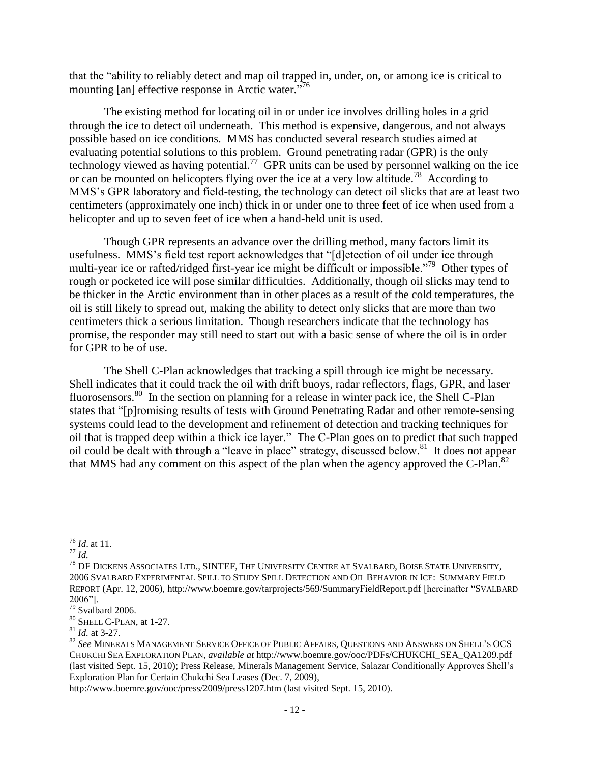that the "ability to reliably detect and map oil trapped in, under, on, or among ice is critical to mounting [an] effective response in Arctic water."[76]

The existing method for locating oil in or under ice involves drilling holes in a grid through the ice to detect oil underneath. This method is expensive, dangerous, and not always possible based on ice conditions. MMS has conducted several research studies aimed at evaluating potential solutions to this problem. Ground penetrating radar (GPR) is the only technology viewed as having potential.[77] GPR units can be used by personnel walking on the ice or can be mounted on helicopters flying over the ice at a very low altitude.[78] According to MMS's GPR laboratory and field-testing, the technology can detect oil slicks that are at least two centimeters (approximately one inch) thick in or under one to three feet of ice when used from a helicopter and up to seven feet of ice when a hand-held unit is used.

Though GPR represents an advance over the drilling method, many factors limit its usefulness. MMS's field test report acknowledges that "[d]etection of oil under ice through multi-year ice or rafted/ridged first-year ice might be difficult or impossible."[79] Other types of rough or pocketed ice will pose similar difficulties. Additionally, though oil slicks may tend to be thicker in the Arctic environment than in other places as a result of the cold temperatures, the oil is still likely to spread out, making the ability to detect only slicks that are more than two centimeters thick a serious limitation. Though researchers indicate that the technology has promise, the responder may still need to start out with a basic sense of where the oil is in order for GPR to be of use.

The Shell C-Plan acknowledges that tracking a spill through ice might be necessary. Shell indicates that it could track the oil with drift buoys, radar reflectors, flags, GPR, and laser fluorosensors.[80] In the section on planning for a release in winter pack ice, the Shell C-Plan states that "[p]romising results of tests with Ground Penetrating Radar and other remote-sensing systems could lead to the development and refinement of detection and tracking techniques for oil that is trapped deep within a thick ice layer." The C-Plan goes on to predict that such trapped oil could be dealt with through a "leave in place" strategy, discussed below.[81] It does not appear that MMS had any comment on this aspect of the plan when the agency approved the C-Plan.[82]

---

[76] *Id*. at 11.

[77] *Id.*

[78] DF DICKENS ASSOCIATES LTD., SINTEF, THE UNIVERSITY CENTRE AT SVALBARD, BOISE STATE UNIVERSITY, 2006 SVALBARD EXPERIMENTAL SPILL TO STUDY SPILL DETECTION AND OIL BEHAVIOR IN ICE: SUMMARY FIELD REPORT (Apr. 12, 2006), http://www.boemre.gov/tarprojects/569/SummaryFieldReport.pdf [hereinafter "SVALBARD 2006"].

[79] Svalbard 2006.

[80] SHELL C-PLAN, at 1-27.

[81] *Id.* at 3-27.

[82] *See* MINERALS MANAGEMENT SERVICE OFFICE OF PUBLIC AFFAIRS, QUESTIONS AND ANSWERS ON SHELL'S OCS CHUKCHI SEA EXPLORATION PLAN, *available at* http://www.boemre.gov/ooc/PDFs/CHUKCHI_SEA_QA1209.pdf (last visited Sept. 15, 2010); Press Release, Minerals Management Service, Salazar Conditionally Approves Shell's Exploration Plan for Certain Chukchi Sea Leases (Dec. 7, 2009), http://www.boemre.gov/ooc/press/2009/press1207.htm (last visited Sept. 15, 2010).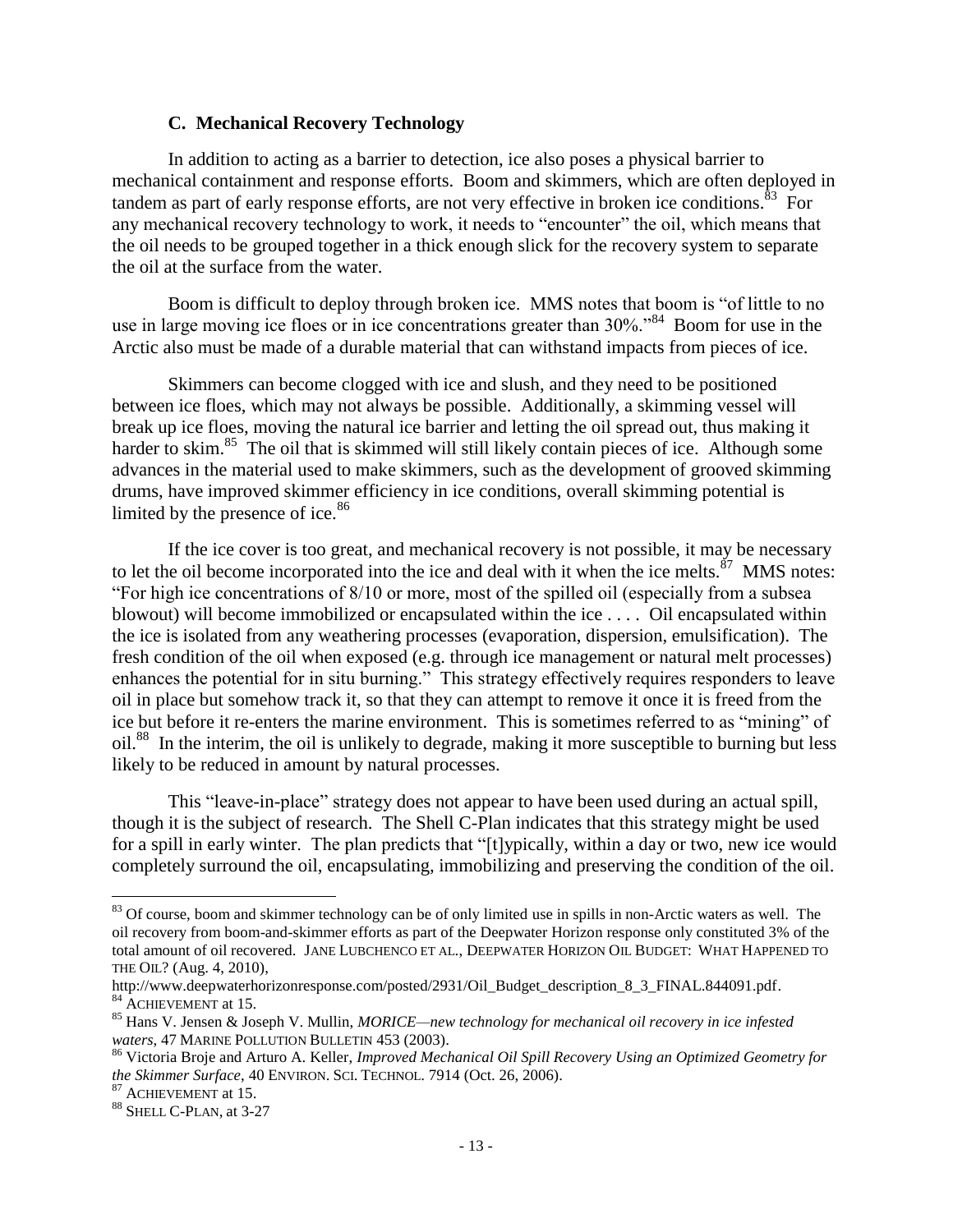### C. Mechanical Recovery Technology

In addition to acting as a barrier to detection, ice also poses a physical barrier to mechanical containment and response efforts. Boom and skimmers, which are often deployed in tandem as part of early response efforts, are not very effective in broken ice conditions.[83] For any mechanical recovery technology to work, it needs to "encounter" the oil, which means that the oil needs to be grouped together in a thick enough slick for the recovery system to separate the oil at the surface from the water.

Boom is difficult to deploy through broken ice. MMS notes that boom is "of little to no use in large moving ice floes or in ice concentrations greater than 30%."[84] Boom for use in the Arctic also must be made of a durable material that can withstand impacts from pieces of ice.

Skimmers can become clogged with ice and slush, and they need to be positioned between ice floes, which may not always be possible. Additionally, a skimming vessel will break up ice floes, moving the natural ice barrier and letting the oil spread out, thus making it harder to skim.[85] The oil that is skimmed will still likely contain pieces of ice. Although some advances in the material used to make skimmers, such as the development of grooved skimming drums, have improved skimmer efficiency in ice conditions, overall skimming potential is limited by the presence of ice.[86]

If the ice cover is too great, and mechanical recovery is not possible, it may be necessary to let the oil become incorporated into the ice and deal with it when the ice melts.[87] MMS notes: "For high ice concentrations of 8/10 or more, most of the spilled oil (especially from a subsea blowout) will become immobilized or encapsulated within the ice . . . . Oil encapsulated within the ice is isolated from any weathering processes (evaporation, dispersion, emulsification). The fresh condition of the oil when exposed (e.g. through ice management or natural melt processes) enhances the potential for in situ burning." This strategy effectively requires responders to leave oil in place but somehow track it, so that they can attempt to remove it once it is freed from the ice but before it re-enters the marine environment. This is sometimes referred to as "mining" of oil.[88] In the interim, the oil is unlikely to degrade, making it more susceptible to burning but less likely to be reduced in amount by natural processes.

This "leave-in-place" strategy does not appear to have been used during an actual spill, though it is the subject of research. The Shell C-Plan indicates that this strategy might be used for a spill in early winter. The plan predicts that "[t]ypically, within a day or two, new ice would completely surround the oil, encapsulating, immobilizing and preserving the condition of the oil.

---

[83] Of course, boom and skimmer technology can be of only limited use in spills in non-Arctic waters as well. The oil recovery from boom-and-skimmer efforts as part of the Deepwater Horizon response only constituted 3% of the total amount of oil recovered. JANE LUBCHENCO ET AL., DEEPWATER HORIZON OIL BUDGET: WHAT HAPPENED TO THE OIL? (Aug. 4, 2010), http://www.deepwaterhorizonresponse.com/posted/2931/Oil_Budget_description_8_3_FINAL.844091.pdf.

[84] ACHIEVEMENT at 15.

[85] Hans V. Jensen & Joseph V. Mullin, *MORICE—new technology for mechanical oil recovery in ice infested waters*, 47 MARINE POLLUTION BULLETIN 453 (2003).

[86] Victoria Broje and Arturo A. Keller, *Improved Mechanical Oil Spill Recovery Using an Optimized Geometry for the Skimmer Surface*, 40 ENVIRON. SCI. TECHNOL. 7914 (Oct. 26, 2006).

[87] ACHIEVEMENT at 15.

[88] SHELL C-PLAN, at 3-27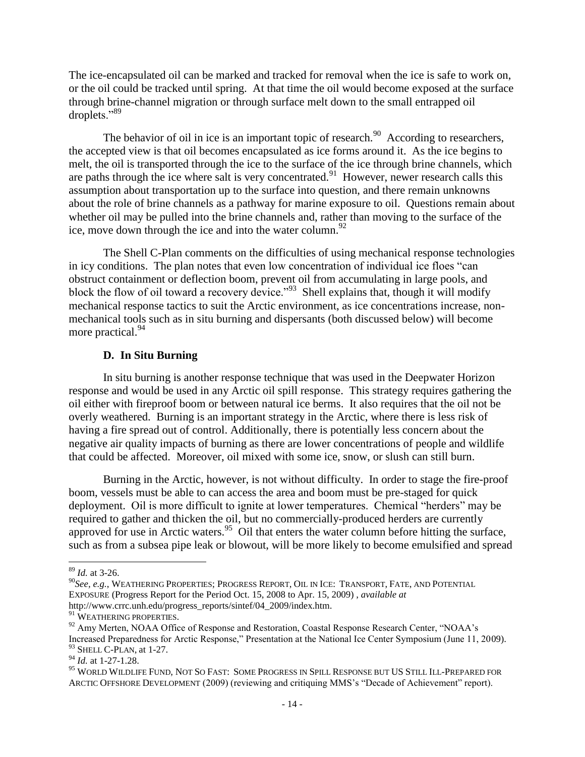The ice-encapsulated oil can be marked and tracked for removal when the ice is safe to work on, or the oil could be tracked until spring. At that time the oil would become exposed at the surface through brine-channel migration or through surface melt down to the small entrapped oil droplets."[89]

The behavior of oil in ice is an important topic of research.[90] According to researchers, the accepted view is that oil becomes encapsulated as ice forms around it. As the ice begins to melt, the oil is transported through the ice to the surface of the ice through brine channels, which are paths through the ice where salt is very concentrated.[91] However, newer research calls this assumption about transportation up to the surface into question, and there remain unknowns about the role of brine channels as a pathway for marine exposure to oil. Questions remain about whether oil may be pulled into the brine channels and, rather than moving to the surface of the ice, move down through the ice and into the water column.[92]

The Shell C-Plan comments on the difficulties of using mechanical response technologies in icy conditions. The plan notes that even low concentration of individual ice floes "can obstruct containment or deflection boom, prevent oil from accumulating in large pools, and block the flow of oil toward a recovery device."[93] Shell explains that, though it will modify mechanical response tactics to suit the Arctic environment, as ice concentrations increase, non-mechanical tools such as in situ burning and dispersants (both discussed below) will become more practical.[94]

### D. In Situ Burning

In situ burning is another response technique that was used in the Deepwater Horizon response and would be used in any Arctic oil spill response. This strategy requires gathering the oil either with fireproof boom or between natural ice berms. It also requires that the oil not be overly weathered. Burning is an important strategy in the Arctic, where there is less risk of having a fire spread out of control. Additionally, there is potentially less concern about the negative air quality impacts of burning as there are lower concentrations of people and wildlife that could be affected. Moreover, oil mixed with some ice, snow, or slush can still burn.

Burning in the Arctic, however, is not without difficulty. In order to stage the fire-proof boom, vessels must be able to can access the area and boom must be pre-staged for quick deployment. Oil is more difficult to ignite at lower temperatures. Chemical "herders" may be required to gather and thicken the oil, but no commercially-produced herders are currently approved for use in Arctic waters.[95] Oil that enters the water column before hitting the surface, such as from a subsea pipe leak or blowout, will be more likely to become emulsified and spread

---

[89] *Id.* at 3-26.

[90] *See, e.g.*, WEATHERING PROPERTIES; PROGRESS REPORT, OIL IN ICE: TRANSPORT, FATE, AND POTENTIAL EXPOSURE (Progress Report for the Period Oct. 15, 2008 to Apr. 15, 2009) , *available at* http://www.crrc.unh.edu/progress_reports/sintef/04_2009/index.htm.

[91] WEATHERING PROPERTIES.

[92] Amy Merten, NOAA Office of Response and Restoration, Coastal Response Research Center, "NOAA's Increased Preparedness for Arctic Response," Presentation at the National Ice Center Symposium (June 11, 2009).

[93] SHELL C-PLAN, at 1-27.

[94] *Id.* at 1-27-1.28.

[95] WORLD WILDLIFE FUND, NOT SO FAST: SOME PROGRESS IN SPILL RESPONSE BUT US STILL ILL-PREPARED FOR ARCTIC OFFSHORE DEVELOPMENT (2009) (reviewing and critiquing MMS's "Decade of Achievement" report).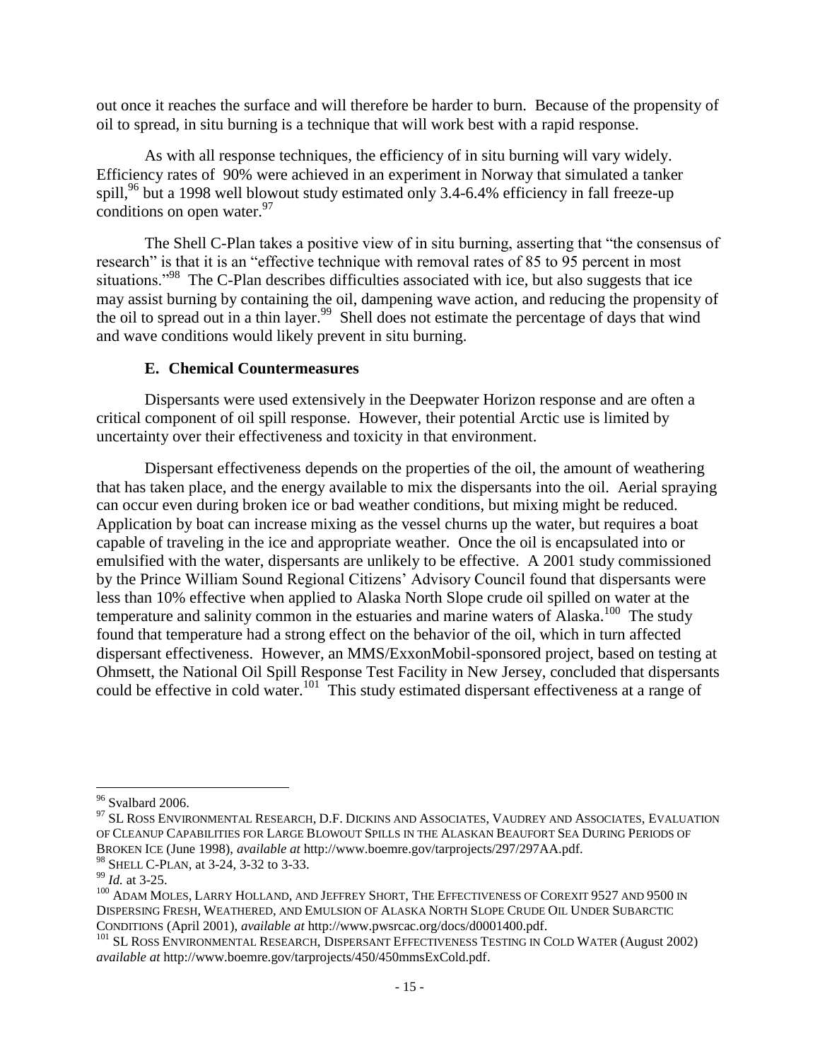out once it reaches the surface and will therefore be harder to burn. Because of the propensity of oil to spread, in situ burning is a technique that will work best with a rapid response.

As with all response techniques, the efficiency of in situ burning will vary widely. Efficiency rates of 90% were achieved in an experiment in Norway that simulated a tanker spill,[96] but a 1998 well blowout study estimated only 3.4-6.4% efficiency in fall freeze-up conditions on open water.[97]

The Shell C-Plan takes a positive view of in situ burning, asserting that "the consensus of research" is that it is an "effective technique with removal rates of 85 to 95 percent in most situations."[98] The C-Plan describes difficulties associated with ice, but also suggests that ice may assist burning by containing the oil, dampening wave action, and reducing the propensity of the oil to spread out in a thin layer.[99] Shell does not estimate the percentage of days that wind and wave conditions would likely prevent in situ burning.

### E. Chemical Countermeasures

Dispersants were used extensively in the Deepwater Horizon response and are often a critical component of oil spill response. However, their potential Arctic use is limited by uncertainty over their effectiveness and toxicity in that environment.

Dispersant effectiveness depends on the properties of the oil, the amount of weathering that has taken place, and the energy available to mix the dispersants into the oil. Aerial spraying can occur even during broken ice or bad weather conditions, but mixing might be reduced. Application by boat can increase mixing as the vessel churns up the water, but requires a boat capable of traveling in the ice and appropriate weather. Once the oil is encapsulated into or emulsified with the water, dispersants are unlikely to be effective. A 2001 study commissioned by the Prince William Sound Regional Citizens' Advisory Council found that dispersants were less than 10% effective when applied to Alaska North Slope crude oil spilled on water at the temperature and salinity common in the estuaries and marine waters of Alaska.[100] The study found that temperature had a strong effect on the behavior of the oil, which in turn affected dispersant effectiveness. However, an MMS/ExxonMobil-sponsored project, based on testing at Ohmsett, the National Oil Spill Response Test Facility in New Jersey, concluded that dispersants could be effective in cold water.[101] This study estimated dispersant effectiveness at a range of

---

[96] Svalbard 2006.

[97] SL Ross Environmental Research, D.F. Dickins and Associates, Vaudrey and Associates, Evaluation of Cleanup Capabilities for Large Blowout Spills in the Alaskan Beaufort Sea During Periods of Broken Ice (June 1998), *available at* http://www.boemre.gov/tarprojects/297/297AA.pdf.

[98] Shell C-Plan, at 3-24, 3-32 to 3-33.

[99] *Id.* at 3-25.

[100] Adam Moles, Larry Holland, and Jeffrey Short, The Effectiveness of Corexit 9527 and 9500 in Dispersing Fresh, Weathered, and Emulsion of Alaska North Slope Crude Oil Under Subarctic Conditions (April 2001), *available at* http://www.pwsrcac.org/docs/d0001400.pdf.

[101] SL Ross Environmental Research, Dispersant Effectiveness Testing in Cold Water (August 2002) *available at* http://www.boemre.gov/tarprojects/450/450mmsExCold.pdf.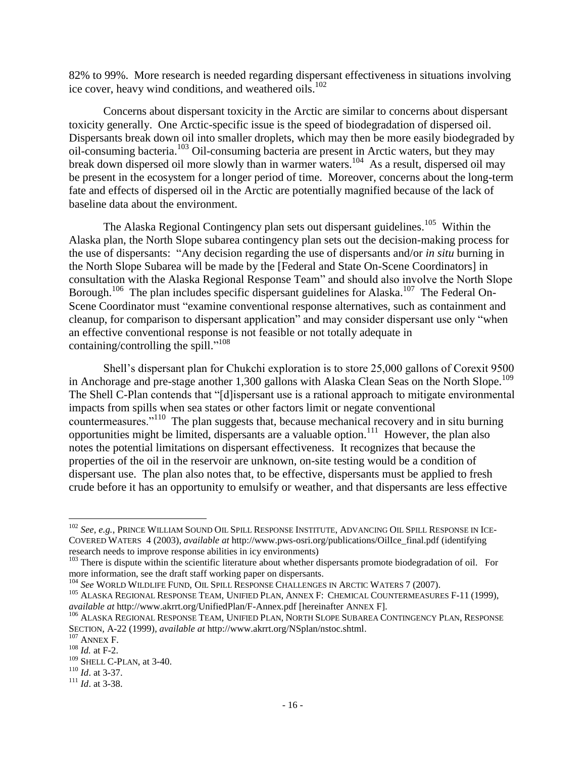82% to 99%. More research is needed regarding dispersant effectiveness in situations involving ice cover, heavy wind conditions, and weathered oils.[102]

Concerns about dispersant toxicity in the Arctic are similar to concerns about dispersant toxicity generally. One Arctic-specific issue is the speed of biodegradation of dispersed oil. Dispersants break down oil into smaller droplets, which may then be more easily biodegraded by oil-consuming bacteria.[103] Oil-consuming bacteria are present in Arctic waters, but they may break down dispersed oil more slowly than in warmer waters.[104] As a result, dispersed oil may be present in the ecosystem for a longer period of time. Moreover, concerns about the long-term fate and effects of dispersed oil in the Arctic are potentially magnified because of the lack of baseline data about the environment.

The Alaska Regional Contingency plan sets out dispersant guidelines.[105] Within the Alaska plan, the North Slope subarea contingency plan sets out the decision-making process for the use of dispersants: "Any decision regarding the use of dispersants and/or *in situ* burning in the North Slope Subarea will be made by the [Federal and State On-Scene Coordinators] in consultation with the Alaska Regional Response Team" and should also involve the North Slope Borough.[106] The plan includes specific dispersant guidelines for Alaska.[107] The Federal On-Scene Coordinator must "examine conventional response alternatives, such as containment and cleanup, for comparison to dispersant application" and may consider dispersant use only "when an effective conventional response is not feasible or not totally adequate in containing/controlling the spill."[108]

Shell's dispersant plan for Chukchi exploration is to store 25,000 gallons of Corexit 9500 in Anchorage and pre-stage another 1,300 gallons with Alaska Clean Seas on the North Slope.[109] The Shell C-Plan contends that "[d]ispersant use is a rational approach to mitigate environmental impacts from spills when sea states or other factors limit or negate conventional countermeasures."[110] The plan suggests that, because mechanical recovery and in situ burning opportunities might be limited, dispersants are a valuable option.[111] However, the plan also notes the potential limitations on dispersant effectiveness. It recognizes that because the properties of the oil in the reservoir are unknown, on-site testing would be a condition of dispersant use. The plan also notes that, to be effective, dispersants must be applied to fresh crude before it has an opportunity to emulsify or weather, and that dispersants are less effective

---

[102] *See, e.g.*, PRINCE WILLIAM SOUND OIL SPILL RESPONSE INSTITUTE, ADVANCING OIL SPILL RESPONSE IN ICE-COVERED WATERS 4 (2003), *available at* http://www.pws-osri.org/publications/OilIce_final.pdf (identifying research needs to improve response abilities in icy environments)

[103] There is dispute within the scientific literature about whether dispersants promote biodegradation of oil. For more information, see the draft staff working paper on dispersants.

[104] *See* WORLD WILDLIFE FUND, OIL SPILL RESPONSE CHALLENGES IN ARCTIC WATERS 7 (2007).

[105] ALASKA REGIONAL RESPONSE TEAM, UNIFIED PLAN, ANNEX F: CHEMICAL COUNTERMEASURES F-11 (1999), *available at* http://www.akrrt.org/UnifiedPlan/F-Annex.pdf [hereinafter ANNEX F].

[106] ALASKA REGIONAL RESPONSE TEAM, UNIFIED PLAN, NORTH SLOPE SUBAREA CONTINGENCY PLAN, RESPONSE SECTION, A-22 (1999), *available at* http://www.akrrt.org/NSplan/nstoc.shtml.

[107] ANNEX F.

[108] *Id.* at F-2.

[109] SHELL C-PLAN, at 3-40.

[110] *Id*. at 3-37.

[111] *Id*. at 3-38.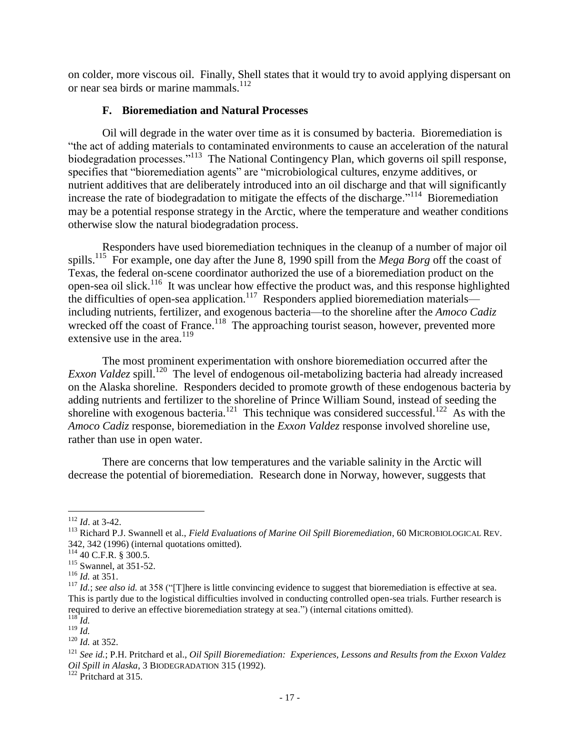on colder, more viscous oil. Finally, Shell states that it would try to avoid applying dispersant on or near sea birds or marine mammals.[112]

### F. Bioremediation and Natural Processes

Oil will degrade in the water over time as it is consumed by bacteria. Bioremediation is "the act of adding materials to contaminated environments to cause an acceleration of the natural biodegradation processes."[113] The National Contingency Plan, which governs oil spill response, specifies that "bioremediation agents" are "microbiological cultures, enzyme additives, or nutrient additives that are deliberately introduced into an oil discharge and that will significantly increase the rate of biodegradation to mitigate the effects of the discharge."[114] Bioremediation may be a potential response strategy in the Arctic, where the temperature and weather conditions otherwise slow the natural biodegradation process.

Responders have used bioremediation techniques in the cleanup of a number of major oil spills.[115] For example, one day after the June 8, 1990 spill from the *Mega Borg* off the coast of Texas, the federal on-scene coordinator authorized the use of a bioremediation product on the open-sea oil slick.[116] It was unclear how effective the product was, and this response highlighted the difficulties of open-sea application.[117] Responders applied bioremediation materials—including nutrients, fertilizer, and exogenous bacteria—to the shoreline after the *Amoco Cadiz* wrecked off the coast of France.[118] The approaching tourist season, however, prevented more extensive use in the area.[119]

The most prominent experimentation with onshore bioremediation occurred after the *Exxon Valdez* spill.[120] The level of endogenous oil-metabolizing bacteria had already increased on the Alaska shoreline. Responders decided to promote growth of these endogenous bacteria by adding nutrients and fertilizer to the shoreline of Prince William Sound, instead of seeding the shoreline with exogenous bacteria.[121] This technique was considered successful.[122] As with the *Amoco Cadiz* response, bioremediation in the *Exxon Valdez* response involved shoreline use, rather than use in open water.

There are concerns that low temperatures and the variable salinity in the Arctic will decrease the potential of bioremediation. Research done in Norway, however, suggests that

---

[112] *Id*. at 3-42.

[113] Richard P.J. Swannell et al., *Field Evaluations of Marine Oil Spill Bioremediation*, 60 MICROBIOLOGICAL REV. 342, 342 (1996) (internal quotations omitted).

[114] 40 C.F.R. § 300.5.

[115] Swannel, at 351-52.

[116] *Id.* at 351.

[117] *Id.*; *see also id.* at 358 ("[T]here is little convincing evidence to suggest that bioremediation is effective at sea. This is partly due to the logistical difficulties involved in conducting controlled open-sea trials. Further research is required to derive an effective bioremediation strategy at sea.") (internal citations omitted).

[118] *Id.*

[119] *Id.*

[120] *Id.* at 352.

[121] *See id.*; P.H. Pritchard et al., *Oil Spill Bioremediation: Experiences, Lessons and Results from the Exxon Valdez Oil Spill in Alaska*, 3 BIODEGRADATION 315 (1992).

[122] Pritchard at 315.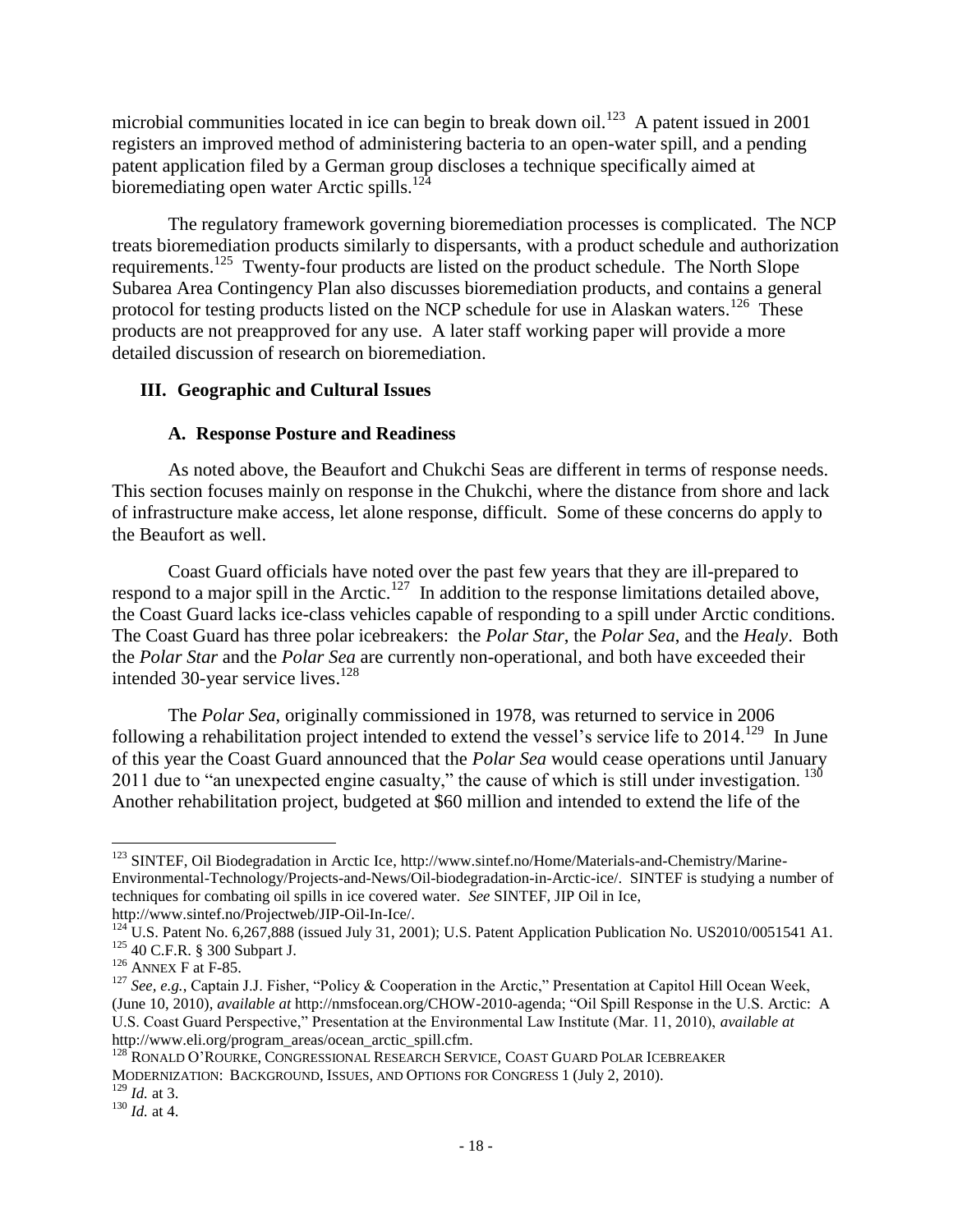microbial communities located in ice can begin to break down oil.[123] A patent issued in 2001 registers an improved method of administering bacteria to an open-water spill, and a pending patent application filed by a German group discloses a technique specifically aimed at bioremediating open water Arctic spills.[124]

The regulatory framework governing bioremediation processes is complicated. The NCP treats bioremediation products similarly to dispersants, with a product schedule and authorization requirements.[125] Twenty-four products are listed on the product schedule. The North Slope Subarea Area Contingency Plan also discusses bioremediation products, and contains a general protocol for testing products listed on the NCP schedule for use in Alaskan waters.[126] These products are not preapproved for any use. A later staff working paper will provide a more detailed discussion of research on bioremediation.

## III. Geographic and Cultural Issues

### A. Response Posture and Readiness

As noted above, the Beaufort and Chukchi Seas are different in terms of response needs. This section focuses mainly on response in the Chukchi, where the distance from shore and lack of infrastructure make access, let alone response, difficult. Some of these concerns do apply to the Beaufort as well.

Coast Guard officials have noted over the past few years that they are ill-prepared to respond to a major spill in the Arctic.[127] In addition to the response limitations detailed above, the Coast Guard lacks ice-class vehicles capable of responding to a spill under Arctic conditions. The Coast Guard has three polar icebreakers: the *Polar Star*, the *Polar Sea*, and the *Healy*. Both the *Polar Star* and the *Polar Sea* are currently non-operational, and both have exceeded their intended 30-year service lives.[128]

The *Polar Sea*, originally commissioned in 1978, was returned to service in 2006 following a rehabilitation project intended to extend the vessel's service life to 2014.[129] In June of this year the Coast Guard announced that the *Polar Sea* would cease operations until January 2011 due to "an unexpected engine casualty," the cause of which is still under investigation.[130] Another rehabilitation project, budgeted at $60 million and intended to extend the life of the

---

[123] SINTEF, Oil Biodegradation in Arctic Ice, http://www.sintef.no/Home/Materials-and-Chemistry/Marine-Environmental-Technology/Projects-and-News/Oil-biodegradation-in-Arctic-ice/. SINTEF is studying a number of techniques for combating oil spills in ice covered water. *See* SINTEF, JIP Oil in Ice, http://www.sintef.no/Projectweb/JIP-Oil-In-Ice/.

[124] U.S. Patent No. 6,267,888 (issued July 31, 2001); U.S. Patent Application Publication No. US2010/0051541 A1.

[125] 40 C.F.R. § 300 Subpart J.

[126] ANNEX F at F-85.

[127] *See, e.g.*, Captain J.J. Fisher, "Policy & Cooperation in the Arctic," Presentation at Capitol Hill Ocean Week, (June 10, 2010), *available at* http://nmsfocean.org/CHOW-2010-agenda; "Oil Spill Response in the U.S. Arctic: A U.S. Coast Guard Perspective," Presentation at the Environmental Law Institute (Mar. 11, 2010), *available at* http://www.eli.org/program_areas/ocean_arctic_spill.cfm.

[128] RONALD O'ROURKE, CONGRESSIONAL RESEARCH SERVICE, COAST GUARD POLAR ICEBREAKER MODERNIZATION: BACKGROUND, ISSUES, AND OPTIONS FOR CONGRESS 1 (July 2, 2010).

[129] *Id.* at 3.

[130] *Id.* at 4.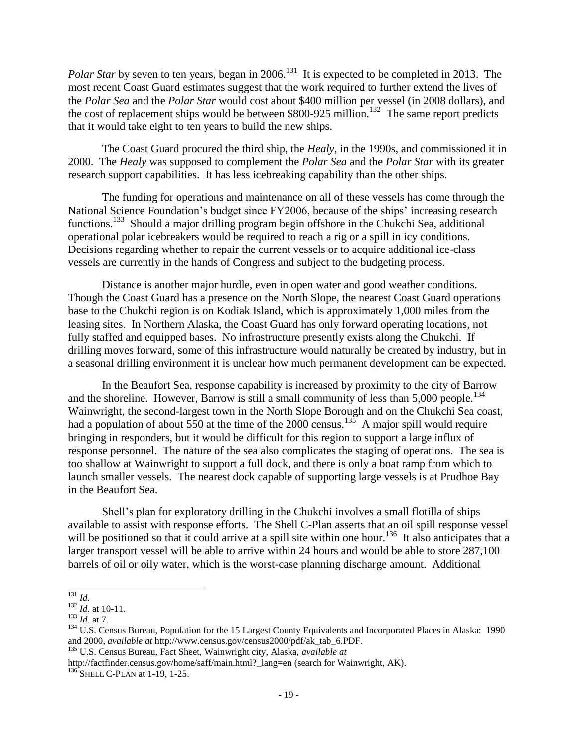*Polar Star* by seven to ten years, began in 2006.[131] It is expected to be completed in 2013. The most recent Coast Guard estimates suggest that the work required to further extend the lives of the *Polar Sea* and the *Polar Star* would cost about $400 million per vessel (in 2008 dollars), and the cost of replacement ships would be between $800-925 million.[132] The same report predicts that it would take eight to ten years to build the new ships.

The Coast Guard procured the third ship, the *Healy*, in the 1990s, and commissioned it in 2000. The *Healy* was supposed to complement the *Polar Sea* and the *Polar Star* with its greater research support capabilities. It has less icebreaking capability than the other ships.

The funding for operations and maintenance on all of these vessels has come through the National Science Foundation's budget since FY2006, because of the ships' increasing research functions.[133] Should a major drilling program begin offshore in the Chukchi Sea, additional operational polar icebreakers would be required to reach a rig or a spill in icy conditions. Decisions regarding whether to repair the current vessels or to acquire additional ice-class vessels are currently in the hands of Congress and subject to the budgeting process.

Distance is another major hurdle, even in open water and good weather conditions. Though the Coast Guard has a presence on the North Slope, the nearest Coast Guard operations base to the Chukchi region is on Kodiak Island, which is approximately 1,000 miles from the leasing sites. In Northern Alaska, the Coast Guard has only forward operating locations, not fully staffed and equipped bases. No infrastructure presently exists along the Chukchi. If drilling moves forward, some of this infrastructure would naturally be created by industry, but in a seasonal drilling environment it is unclear how much permanent development can be expected.

In the Beaufort Sea, response capability is increased by proximity to the city of Barrow and the shoreline. However, Barrow is still a small community of less than 5,000 people.[134] Wainwright, the second-largest town in the North Slope Borough and on the Chukchi Sea coast, had a population of about 550 at the time of the 2000 census.[135] A major spill would require bringing in responders, but it would be difficult for this region to support a large influx of response personnel. The nature of the sea also complicates the staging of operations. The sea is too shallow at Wainwright to support a full dock, and there is only a boat ramp from which to launch smaller vessels. The nearest dock capable of supporting large vessels is at Prudhoe Bay in the Beaufort Sea.

Shell's plan for exploratory drilling in the Chukchi involves a small flotilla of ships available to assist with response efforts. The Shell C-Plan asserts that an oil spill response vessel will be positioned so that it could arrive at a spill site within one hour.[136] It also anticipates that a larger transport vessel will be able to arrive within 24 hours and would be able to store 287,100 barrels of oil or oily water, which is the worst-case planning discharge amount. Additional

---

[131] *Id.*

[132] *Id.* at 10-11.

[133] *Id.* at 7.

[134] U.S. Census Bureau, Population for the 15 Largest County Equivalents and Incorporated Places in Alaska: 1990 and 2000, *available at* http://www.census.gov/census2000/pdf/ak_tab_6.PDF.

[135] U.S. Census Bureau, Fact Sheet, Wainwright city, Alaska, *available at* http://factfinder.census.gov/home/saff/main.html?_lang=en (search for Wainwright, AK).

[136] SHELL C-PLAN at 1-19, 1-25.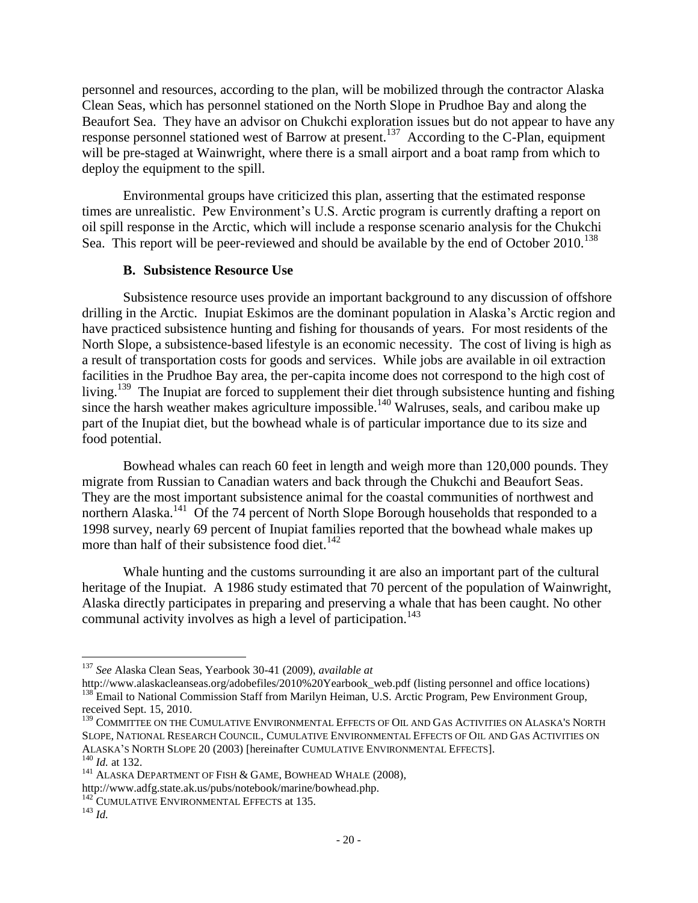personnel and resources, according to the plan, will be mobilized through the contractor Alaska Clean Seas, which has personnel stationed on the North Slope in Prudhoe Bay and along the Beaufort Sea. They have an advisor on Chukchi exploration issues but do not appear to have any response personnel stationed west of Barrow at present.[137] According to the C-Plan, equipment will be pre-staged at Wainwright, where there is a small airport and a boat ramp from which to deploy the equipment to the spill.

Environmental groups have criticized this plan, asserting that the estimated response times are unrealistic. Pew Environment's U.S. Arctic program is currently drafting a report on oil spill response in the Arctic, which will include a response scenario analysis for the Chukchi Sea. This report will be peer-reviewed and should be available by the end of October 2010.[138]

### B. Subsistence Resource Use

Subsistence resource uses provide an important background to any discussion of offshore drilling in the Arctic. Inupiat Eskimos are the dominant population in Alaska's Arctic region and have practiced subsistence hunting and fishing for thousands of years. For most residents of the North Slope, a subsistence-based lifestyle is an economic necessity. The cost of living is high as a result of transportation costs for goods and services. While jobs are available in oil extraction facilities in the Prudhoe Bay area, the per-capita income does not correspond to the high cost of living.[139] The Inupiat are forced to supplement their diet through subsistence hunting and fishing since the harsh weather makes agriculture impossible.[140] Walruses, seals, and caribou make up part of the Inupiat diet, but the bowhead whale is of particular importance due to its size and food potential.

Bowhead whales can reach 60 feet in length and weigh more than 120,000 pounds. They migrate from Russian to Canadian waters and back through the Chukchi and Beaufort Seas. They are the most important subsistence animal for the coastal communities of northwest and northern Alaska.[141] Of the 74 percent of North Slope Borough households that responded to a 1998 survey, nearly 69 percent of Inupiat families reported that the bowhead whale makes up more than half of their subsistence food diet.[142]

Whale hunting and the customs surrounding it are also an important part of the cultural heritage of the Inupiat. A 1986 study estimated that 70 percent of the population of Wainwright, Alaska directly participates in preparing and preserving a whale that has been caught. No other communal activity involves as high a level of participation.[143]

---

[137] *See* Alaska Clean Seas, Yearbook 30-41 (2009), *available at* http://www.alaskacleanseas.org/adobefiles/2010%20Yearbook_web.pdf (listing personnel and office locations)

[138] Email to National Commission Staff from Marilyn Heiman, U.S. Arctic Program, Pew Environment Group, received Sept. 15, 2010.

[139] COMMITTEE ON THE CUMULATIVE ENVIRONMENTAL EFFECTS OF OIL AND GAS ACTIVITIES ON ALASKA'S NORTH SLOPE, NATIONAL RESEARCH COUNCIL, CUMULATIVE ENVIRONMENTAL EFFECTS OF OIL AND GAS ACTIVITIES ON ALASKA'S NORTH SLOPE 20 (2003) [hereinafter CUMULATIVE ENVIRONMENTAL EFFECTS].

[140] *Id.* at 132.

[141] ALASKA DEPARTMENT OF FISH & GAME, BOWHEAD WHALE (2008), http://www.adfg.state.ak.us/pubs/notebook/marine/bowhead.php.

[142] CUMULATIVE ENVIRONMENTAL EFFECTS at 135.

[143] *Id.*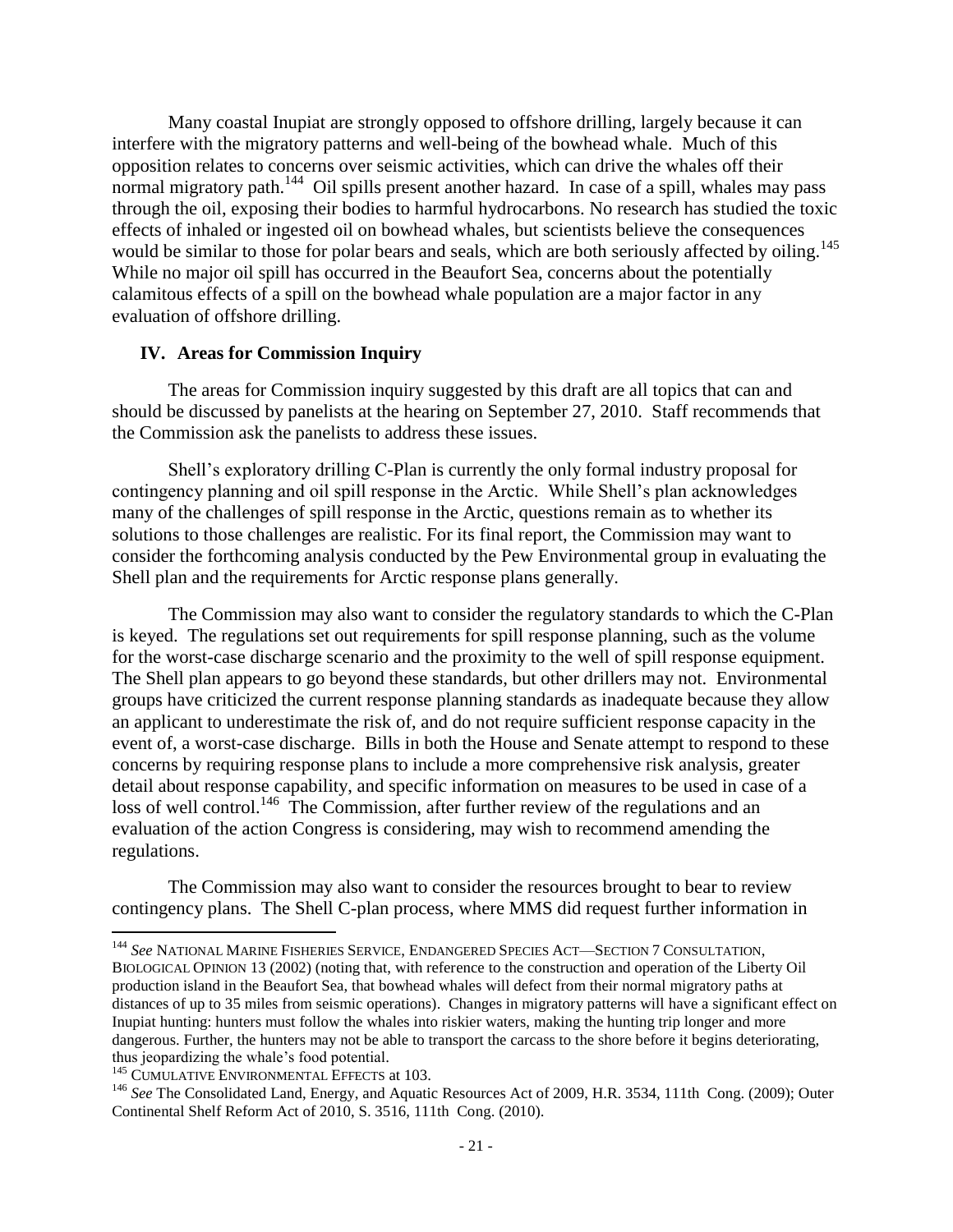Many coastal Inupiat are strongly opposed to offshore drilling, largely because it can interfere with the migratory patterns and well-being of the bowhead whale. Much of this opposition relates to concerns over seismic activities, which can drive the whales off their normal migratory path.[144] Oil spills present another hazard. In case of a spill, whales may pass through the oil, exposing their bodies to harmful hydrocarbons. No research has studied the toxic effects of inhaled or ingested oil on bowhead whales, but scientists believe the consequences would be similar to those for polar bears and seals, which are both seriously affected by oiling.[145] While no major oil spill has occurred in the Beaufort Sea, concerns about the potentially calamitous effects of a spill on the bowhead whale population are a major factor in any evaluation of offshore drilling.

## IV. Areas for Commission Inquiry

The areas for Commission inquiry suggested by this draft are all topics that can and should be discussed by panelists at the hearing on September 27, 2010. Staff recommends that the Commission ask the panelists to address these issues.

Shell's exploratory drilling C-Plan is currently the only formal industry proposal for contingency planning and oil spill response in the Arctic. While Shell's plan acknowledges many of the challenges of spill response in the Arctic, questions remain as to whether its solutions to those challenges are realistic. For its final report, the Commission may want to consider the forthcoming analysis conducted by the Pew Environmental group in evaluating the Shell plan and the requirements for Arctic response plans generally.

The Commission may also want to consider the regulatory standards to which the C-Plan is keyed. The regulations set out requirements for spill response planning, such as the volume for the worst-case discharge scenario and the proximity to the well of spill response equipment. The Shell plan appears to go beyond these standards, but other drillers may not. Environmental groups have criticized the current response planning standards as inadequate because they allow an applicant to underestimate the risk of, and do not require sufficient response capacity in the event of, a worst-case discharge. Bills in both the House and Senate attempt to respond to these concerns by requiring response plans to include a more comprehensive risk analysis, greater detail about response capability, and specific information on measures to be used in case of a loss of well control.[146] The Commission, after further review of the regulations and an evaluation of the action Congress is considering, may wish to recommend amending the regulations.

The Commission may also want to consider the resources brought to bear to review contingency plans. The Shell C-plan process, where MMS did request further information in

---

[144] *See* NATIONAL MARINE FISHERIES SERVICE, ENDANGERED SPECIES ACT—SECTION 7 CONSULTATION, BIOLOGICAL OPINION 13 (2002) (noting that, with reference to the construction and operation of the Liberty Oil production island in the Beaufort Sea, that bowhead whales will defect from their normal migratory paths at distances of up to 35 miles from seismic operations). Changes in migratory patterns will have a significant effect on Inupiat hunting: hunters must follow the whales into riskier waters, making the hunting trip longer and more dangerous. Further, the hunters may not be able to transport the carcass to the shore before it begins deteriorating, thus jeopardizing the whale's food potential.

[145] CUMULATIVE ENVIRONMENTAL EFFECTS at 103.

[146] *See* The Consolidated Land, Energy, and Aquatic Resources Act of 2009, H.R. 3534, 111th Cong. (2009); Outer Continental Shelf Reform Act of 2010, S. 3516, 111th Cong. (2010).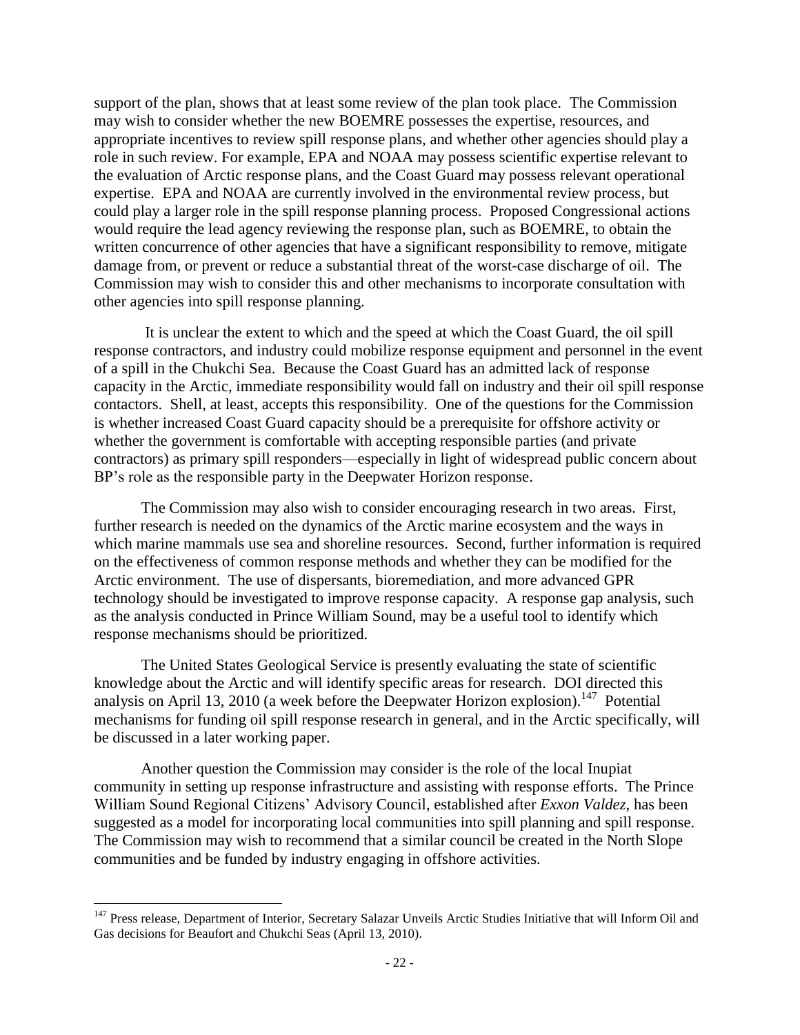support of the plan, shows that at least some review of the plan took place. The Commission may wish to consider whether the new BOEMRE possesses the expertise, resources, and appropriate incentives to review spill response plans, and whether other agencies should play a role in such review. For example, EPA and NOAA may possess scientific expertise relevant to the evaluation of Arctic response plans, and the Coast Guard may possess relevant operational expertise. EPA and NOAA are currently involved in the environmental review process, but could play a larger role in the spill response planning process. Proposed Congressional actions would require the lead agency reviewing the response plan, such as BOEMRE, to obtain the written concurrence of other agencies that have a significant responsibility to remove, mitigate damage from, or prevent or reduce a substantial threat of the worst-case discharge of oil. The Commission may wish to consider this and other mechanisms to incorporate consultation with other agencies into spill response planning.

It is unclear the extent to which and the speed at which the Coast Guard, the oil spill response contractors, and industry could mobilize response equipment and personnel in the event of a spill in the Chukchi Sea. Because the Coast Guard has an admitted lack of response capacity in the Arctic, immediate responsibility would fall on industry and their oil spill response contactors. Shell, at least, accepts this responsibility. One of the questions for the Commission is whether increased Coast Guard capacity should be a prerequisite for offshore activity or whether the government is comfortable with accepting responsible parties (and private contractors) as primary spill responders—especially in light of widespread public concern about BP's role as the responsible party in the Deepwater Horizon response.

The Commission may also wish to consider encouraging research in two areas. First, further research is needed on the dynamics of the Arctic marine ecosystem and the ways in which marine mammals use sea and shoreline resources. Second, further information is required on the effectiveness of common response methods and whether they can be modified for the Arctic environment. The use of dispersants, bioremediation, and more advanced GPR technology should be investigated to improve response capacity. A response gap analysis, such as the analysis conducted in Prince William Sound, may be a useful tool to identify which response mechanisms should be prioritized.

The United States Geological Service is presently evaluating the state of scientific knowledge about the Arctic and will identify specific areas for research. DOI directed this analysis on April 13, 2010 (a week before the Deepwater Horizon explosion).[147] Potential mechanisms for funding oil spill response research in general, and in the Arctic specifically, will be discussed in a later working paper.

Another question the Commission may consider is the role of the local Inupiat community in setting up response infrastructure and assisting with response efforts. The Prince William Sound Regional Citizens' Advisory Council, established after *Exxon Valdez*, has been suggested as a model for incorporating local communities into spill planning and spill response. The Commission may wish to recommend that a similar council be created in the North Slope communities and be funded by industry engaging in offshore activities.

[147] Press release, Department of Interior, Secretary Salazar Unveils Arctic Studies Initiative that will Inform Oil and Gas decisions for Beaufort and Chukchi Seas (April 13, 2010).